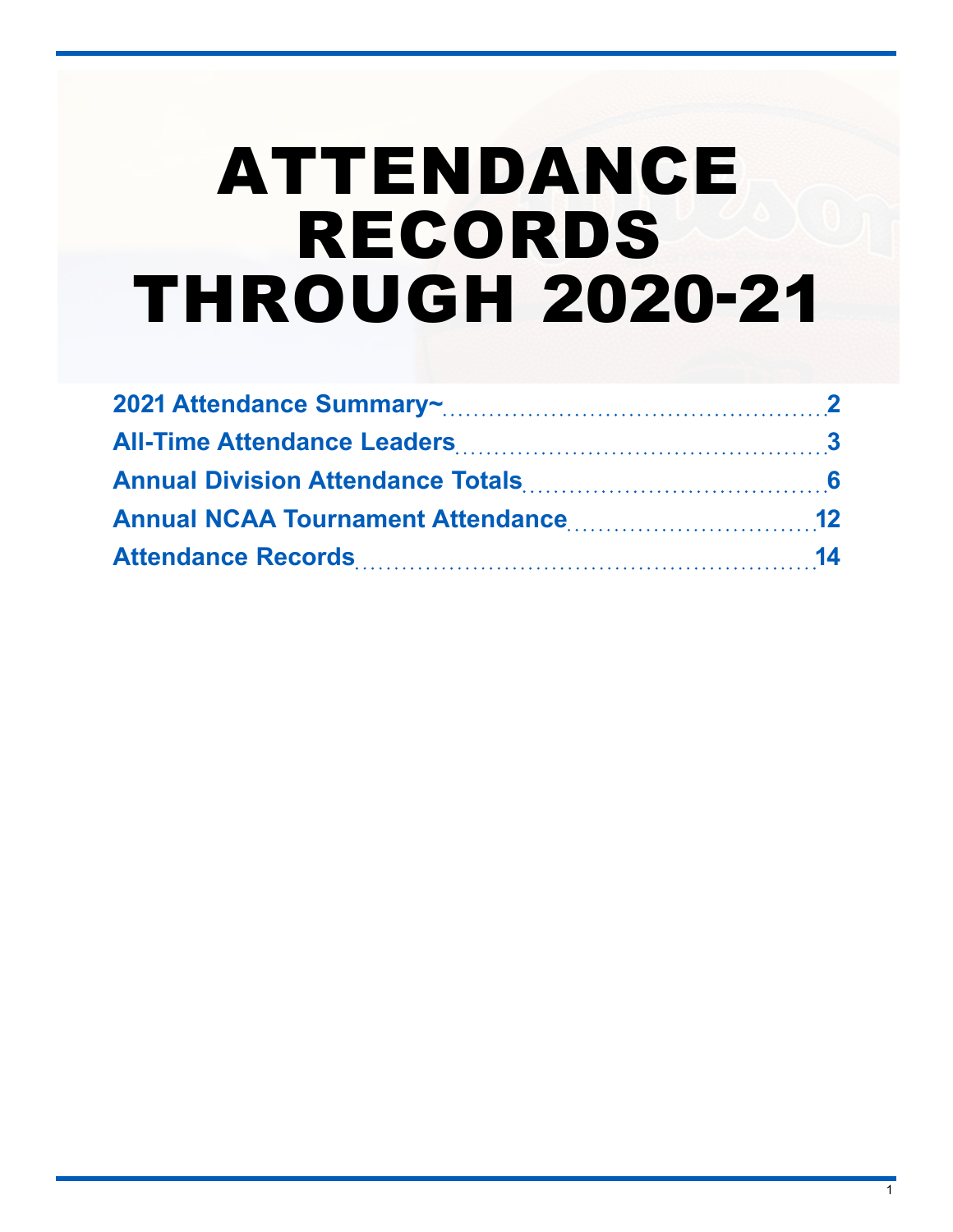# ATTENDANCE RECORDS THROUGH 2020-21

- 2021 Attendance Summary~ .......... 2
- All-Time Attendance Leaders .......... 3
- Annual Division Attendance Totals .......... 6
- Annual NCAA Tournament Attendance .......... 12
- Attendance Records .......... 14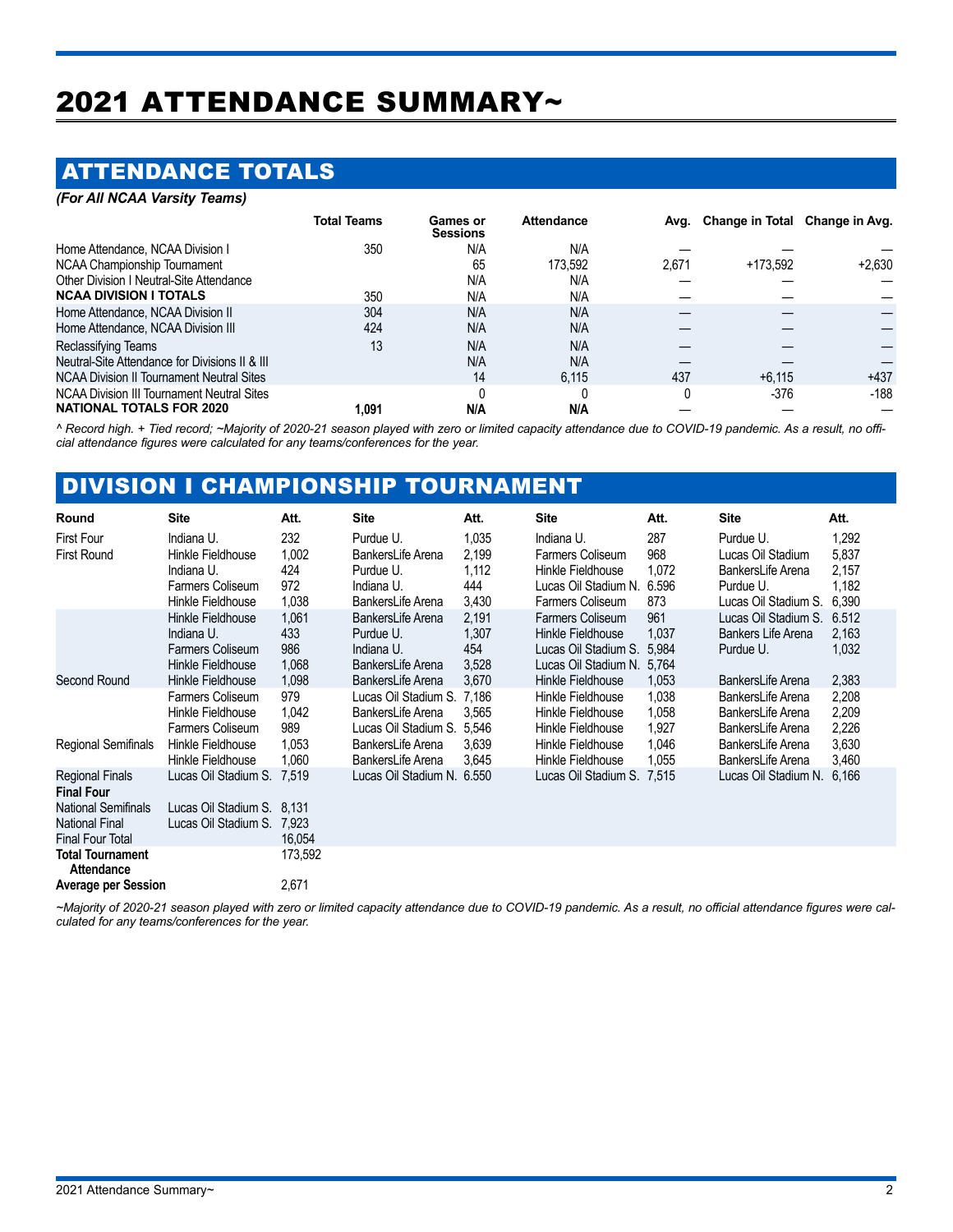# 2021 ATTENDANCE SUMMARY~

## ATTENDANCE TOTALS

*(For All NCAA Varsity Teams)*

| | Total Teams | Games or Sessions | Attendance | Avg. | Change in Total | Change in Avg. |
|---|---|---|---|---|---|---|
| Home Attendance, NCAA Division I | 350 | N/A | N/A | — | — | — |
| NCAA Championship Tournament | | 65 | 173,592 | 2,671 | +173,592 | +2,630 |
| Other Division I Neutral-Site Attendance | | N/A | N/A | — | — | — |
| **NCAA DIVISION I TOTALS** | 350 | N/A | N/A | — | — | — |
| Home Attendance, NCAA Division II | 304 | N/A | N/A | — | — | — |
| Home Attendance, NCAA Division III | 424 | N/A | N/A | — | — | — |
| Reclassifying Teams | 13 | N/A | N/A | — | — | — |
| Neutral-Site Attendance for Divisions II & III | | N/A | N/A | — | — | — |
| NCAA Division II Tournament Neutral Sites | | 14 | 6,115 | 437 | +6,115 | +437 |
| NCAA Division III Tournament Neutral Sites | | 0 | 0 | 0 | -376 | -188 |
| **NATIONAL TOTALS FOR 2020** | **1,091** | **N/A** | **N/A** | — | — | — |

*^ Record high. + Tied record; ~Majority of 2020-21 season played with zero or limited capacity attendance due to COVID-19 pandemic. As a result, no official attendance figures were calculated for any teams/conferences for the year.*

## DIVISION I CHAMPIONSHIP TOURNAMENT

| Round | Site | Att. | Site | Att. | Site | Att. | Site | Att. |
|---|---|---|---|---|---|---|---|---|
| First Four | Indiana U. | 232 | Purdue U. | 1,035 | Indiana U. | 287 | Purdue U. | 1,292 |
| First Round | Hinkle Fieldhouse | 1,002 | BankersLife Arena | 2,199 | Farmers Coliseum | 968 | Lucas Oil Stadium | 5,837 |
| | Indiana U. | 424 | Purdue U. | 1,112 | Hinkle Fieldhouse | 1,072 | BankersLife Arena | 2,157 |
| | Farmers Coliseum | 972 | Indiana U. | 444 | Lucas Oil Stadium N. | 6.596 | Purdue U. | 1,182 |
| | Hinkle Fieldhouse | 1,038 | BankersLife Arena | 3,430 | Farmers Coliseum | 873 | Lucas Oil Stadium S. | 6,390 |
| | Hinkle Fieldhouse | 1,061 | BankersLife Arena | 2,191 | Farmers Coliseum | 961 | Lucas Oil Stadium S. | 6.512 |
| | Indiana U. | 433 | Purdue U. | 1,307 | Hinkle Fieldhouse | 1,037 | Bankers Life Arena | 2,163 |
| | Farmers Coliseum | 986 | Indiana U. | 454 | Lucas Oil Stadium S. | 5,984 | Purdue U. | 1,032 |
| | Hinkle Fieldhouse | 1,068 | BankersLife Arena | 3,528 | Lucas Oil Stadium N. | 5,764 | | |
| Second Round | Hinkle Fieldhouse | 1,098 | BankersLife Arena | 3,670 | Hinkle Fieldhouse | 1,053 | BankersLife Arena | 2,383 |
| | Farmers Coliseum | 979 | Lucas Oil Stadium S. | 7,186 | Hinkle Fieldhouse | 1,038 | BankersLife Arena | 2,208 |
| | Hinkle Fieldhouse | 1,042 | BankersLife Arena | 3,565 | Hinkle Fieldhouse | 1,058 | BankersLife Arena | 2,209 |
| | Farmers Coliseum | 989 | Lucas Oil Stadium S. | 5,546 | Hinkle Fieldhouse | 1,927 | BankersLife Arena | 2,226 |
| Regional Semifinals | Hinkle Fieldhouse | 1,053 | BankersLife Arena | 3,639 | Hinkle Fieldhouse | 1,046 | BankersLife Arena | 3,630 |
| | Hinkle Fieldhouse | 1,060 | BankersLife Arena | 3,645 | Hinkle Fieldhouse | 1,055 | BankersLife Arena | 3,460 |
| Regional Finals | Lucas Oil Stadium S. | 7,519 | Lucas Oil Stadium N. | 6.550 | Lucas Oil Stadium S. | 7,515 | Lucas Oil Stadium N. | 6,166 |
| **Final Four** | | | | | | | | |
| National Semifinals | Lucas Oil Stadium S. | 8,131 | | | | | | |
| National Final | Lucas Oil Stadium S. | 7,923 | | | | | | |
| Final Four Total | | 16,054 | | | | | | |
| **Total Tournament Attendance** | | 173,592 | | | | | | |
| **Average per Session** | | 2,671 | | | | | | |

*~Majority of 2020-21 season played with zero or limited capacity attendance due to COVID-19 pandemic. As a result, no official attendance figures were calculated for any teams/conferences for the year.*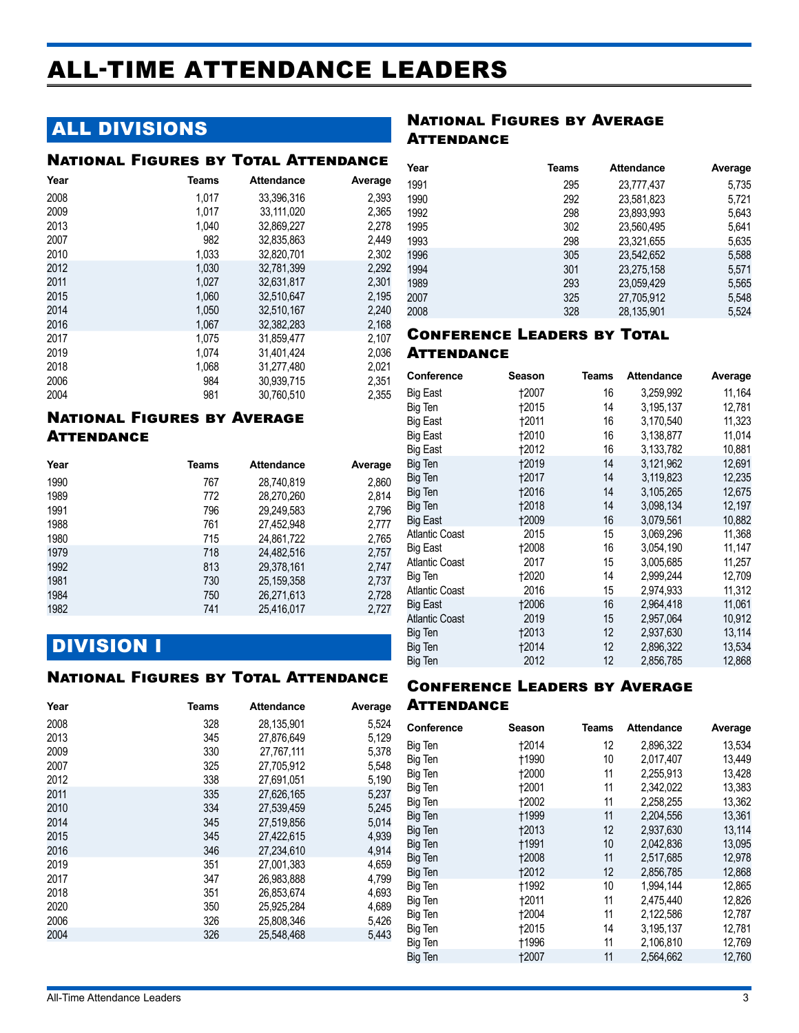# ALL-TIME ATTENDANCE LEADERS

## ALL DIVISIONS

### National Figures by Total Attendance

| Year | Teams | Attendance | Average |
|---|---|---|---|
| 2008 | 1,017 | 33,396,316 | 2,393 |
| 2009 | 1,017 | 33,111,020 | 2,365 |
| 2013 | 1,040 | 32,869,227 | 2,278 |
| 2007 | 982 | 32,835,863 | 2,449 |
| 2010 | 1,033 | 32,820,701 | 2,302 |
| 2012 | 1,030 | 32,781,399 | 2,292 |
| 2011 | 1,027 | 32,631,817 | 2,301 |
| 2015 | 1,060 | 32,510,647 | 2,195 |
| 2014 | 1,050 | 32,510,167 | 2,240 |
| 2016 | 1,067 | 32,382,283 | 2,168 |
| 2017 | 1,075 | 31,859,477 | 2,107 |
| 2019 | 1,074 | 31,401,424 | 2,036 |
| 2018 | 1,068 | 31,277,480 | 2,021 |
| 2006 | 984 | 30,939,715 | 2,351 |
| 2004 | 981 | 30,760,510 | 2,355 |

### National Figures by Average Attendance

| Year | Teams | Attendance | Average |
|---|---|---|---|
| 1990 | 767 | 28,740,819 | 2,860 |
| 1989 | 772 | 28,270,260 | 2,814 |
| 1991 | 796 | 29,249,583 | 2,796 |
| 1988 | 761 | 27,452,948 | 2,777 |
| 1980 | 715 | 24,861,722 | 2,765 |
| 1979 | 718 | 24,482,516 | 2,757 |
| 1992 | 813 | 29,378,161 | 2,747 |
| 1981 | 730 | 25,159,358 | 2,737 |
| 1984 | 750 | 26,271,613 | 2,728 |
| 1982 | 741 | 25,416,017 | 2,727 |

## DIVISION I

### National Figures by Total Attendance

| Year | Teams | Attendance | Average |
|---|---|---|---|
| 2008 | 328 | 28,135,901 | 5,524 |
| 2013 | 345 | 27,876,649 | 5,129 |
| 2009 | 330 | 27,767,111 | 5,378 |
| 2007 | 325 | 27,705,912 | 5,548 |
| 2012 | 338 | 27,691,051 | 5,190 |
| 2011 | 335 | 27,626,165 | 5,237 |
| 2010 | 334 | 27,539,459 | 5,245 |
| 2014 | 345 | 27,519,856 | 5,014 |
| 2015 | 345 | 27,422,615 | 4,939 |
| 2016 | 346 | 27,234,610 | 4,914 |
| 2019 | 351 | 27,001,383 | 4,659 |
| 2017 | 347 | 26,983,888 | 4,799 |
| 2018 | 351 | 26,853,674 | 4,693 |
| 2020 | 350 | 25,925,284 | 4,689 |
| 2006 | 326 | 25,808,346 | 5,426 |
| 2004 | 326 | 25,548,468 | 5,443 |

### National Figures by Average Attendance

| Year | Teams | Attendance | Average |
|---|---|---|---|
| 1991 | 295 | 23,777,437 | 5,735 |
| 1990 | 292 | 23,581,823 | 5,721 |
| 1992 | 298 | 23,893,993 | 5,643 |
| 1995 | 302 | 23,560,495 | 5,641 |
| 1993 | 298 | 23,321,655 | 5,635 |
| 1996 | 305 | 23,542,652 | 5,588 |
| 1994 | 301 | 23,275,158 | 5,571 |
| 1989 | 293 | 23,059,429 | 5,565 |
| 2007 | 325 | 27,705,912 | 5,548 |
| 2008 | 328 | 28,135,901 | 5,524 |

### Conference Leaders by Total Attendance

| Conference | Season | Teams | Attendance | Average |
|---|---|---|---|---|
| Big East | †2007 | 16 | 3,259,992 | 11,164 |
| Big Ten | †2015 | 14 | 3,195,137 | 12,781 |
| Big East | †2011 | 16 | 3,170,540 | 11,323 |
| Big East | †2010 | 16 | 3,138,877 | 11,014 |
| Big East | †2012 | 16 | 3,133,782 | 10,881 |
| Big Ten | †2019 | 14 | 3,121,962 | 12,691 |
| Big Ten | †2017 | 14 | 3,119,823 | 12,235 |
| Big Ten | †2016 | 14 | 3,105,265 | 12,675 |
| Big Ten | †2018 | 14 | 3,098,134 | 12,197 |
| Big East | †2009 | 16 | 3,079,561 | 10,882 |
| Atlantic Coast | 2015 | 15 | 3,069,296 | 11,368 |
| Big East | †2008 | 16 | 3,054,190 | 11,147 |
| Atlantic Coast | 2017 | 15 | 3,005,685 | 11,257 |
| Big Ten | †2020 | 14 | 2,999,244 | 12,709 |
| Atlantic Coast | 2016 | 15 | 2,974,933 | 11,312 |
| Big East | †2006 | 16 | 2,964,418 | 11,061 |
| Atlantic Coast | 2019 | 15 | 2,957,064 | 10,912 |
| Big Ten | †2013 | 12 | 2,937,630 | 13,114 |
| Big Ten | †2014 | 12 | 2,896,322 | 13,534 |
| Big Ten | 2012 | 12 | 2,856,785 | 12,868 |

### Conference Leaders by Average Attendance

| Conference | Season | Teams | Attendance | Average |
|---|---|---|---|---|
| Big Ten | †2014 | 12 | 2,896,322 | 13,534 |
| Big Ten | †1990 | 10 | 2,017,407 | 13,449 |
| Big Ten | †2000 | 11 | 2,255,913 | 13,428 |
| Big Ten | †2001 | 11 | 2,342,022 | 13,383 |
| Big Ten | †2002 | 11 | 2,258,255 | 13,362 |
| Big Ten | †1999 | 11 | 2,204,556 | 13,361 |
| Big Ten | †2013 | 12 | 2,937,630 | 13,114 |
| Big Ten | †1991 | 10 | 2,042,836 | 13,095 |
| Big Ten | †2008 | 11 | 2,517,685 | 12,978 |
| Big Ten | †2012 | 12 | 2,856,785 | 12,868 |
| Big Ten | †1992 | 10 | 1,994,144 | 12,865 |
| Big Ten | †2011 | 11 | 2,475,440 | 12,826 |
| Big Ten | †2004 | 11 | 2,122,586 | 12,787 |
| Big Ten | †2015 | 14 | 3,195,137 | 12,781 |
| Big Ten | †1996 | 11 | 2,106,810 | 12,769 |
| Big Ten | †2007 | 11 | 2,564,662 | 12,760 |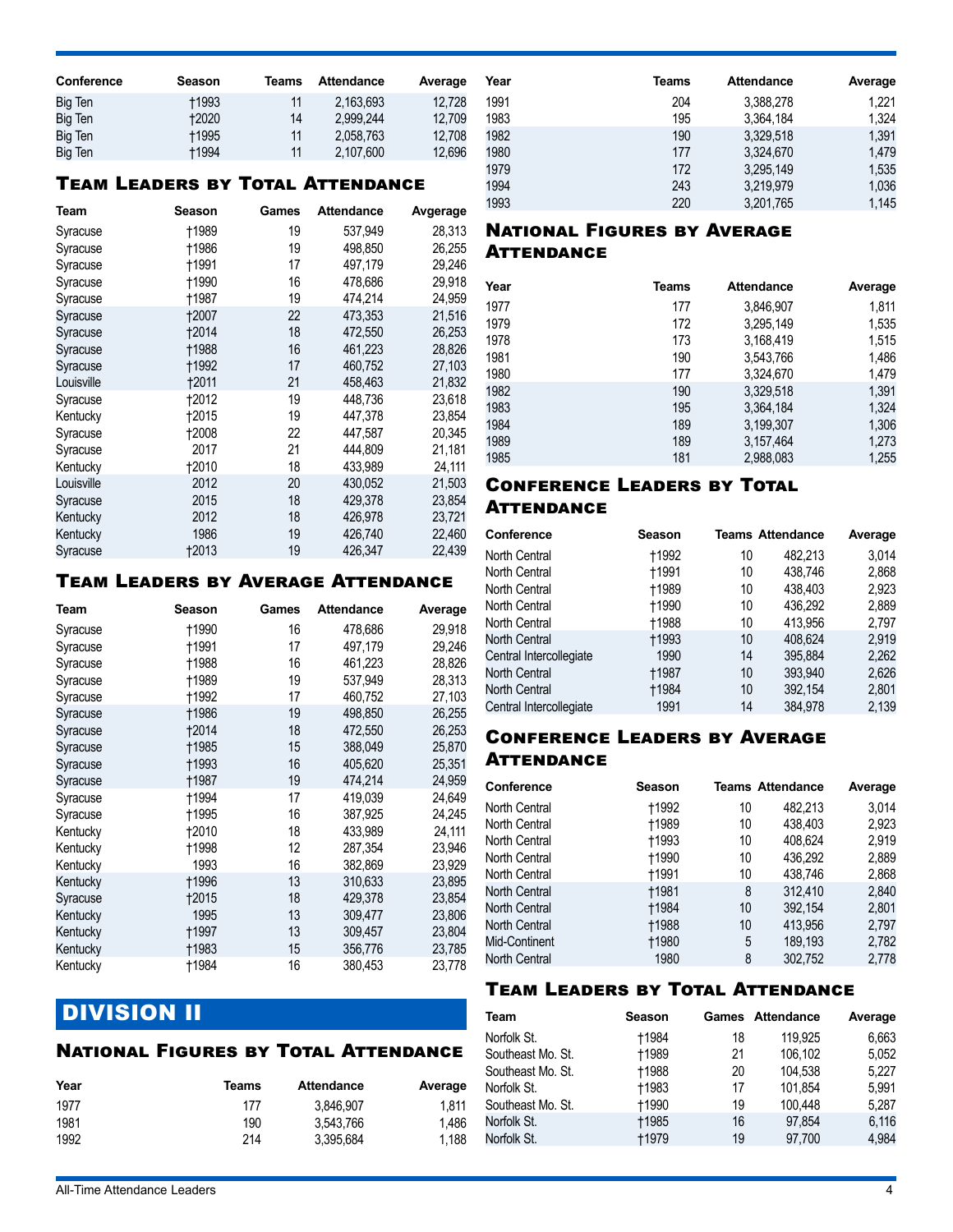| Conference | Season | Teams | Attendance | Average |
|---|---|---|---|---|
| Big Ten | †1993 | 11 | 2,163,693 | 12,728 |
| Big Ten | †2020 | 14 | 2,999,244 | 12,709 |
| Big Ten | †1995 | 11 | 2,058,763 | 12,708 |
| Big Ten | †1994 | 11 | 2,107,600 | 12,696 |

## Team Leaders by Total Attendance

| Team | Season | Games | Attendance | Avgerage |
|---|---|---|---|---|
| Syracuse | †1989 | 19 | 537,949 | 28,313 |
| Syracuse | †1986 | 19 | 498,850 | 26,255 |
| Syracuse | †1991 | 17 | 497,179 | 29,246 |
| Syracuse | †1990 | 16 | 478,686 | 29,918 |
| Syracuse | †1987 | 19 | 474,214 | 24,959 |
| Syracuse | †2007 | 22 | 473,353 | 21,516 |
| Syracuse | †2014 | 18 | 472,550 | 26,253 |
| Syracuse | †1988 | 16 | 461,223 | 28,826 |
| Syracuse | †1992 | 17 | 460,752 | 27,103 |
| Louisville | †2011 | 21 | 458,463 | 21,832 |
| Syracuse | †2012 | 19 | 448,736 | 23,618 |
| Kentucky | †2015 | 19 | 447,378 | 23,854 |
| Syracuse | †2008 | 22 | 447,587 | 20,345 |
| Syracuse | 2017 | 21 | 444,809 | 21,181 |
| Kentucky | †2010 | 18 | 433,989 | 24,111 |
| Louisville | 2012 | 20 | 430,052 | 21,503 |
| Syracuse | 2015 | 18 | 429,378 | 23,854 |
| Kentucky | 2012 | 18 | 426,978 | 23,721 |
| Kentucky | 1986 | 19 | 426,740 | 22,460 |
| Syracuse | †2013 | 19 | 426,347 | 22,439 |

## Team Leaders by Average Attendance

| Team | Season | Games | Attendance | Average |
|---|---|---|---|---|
| Syracuse | †1990 | 16 | 478,686 | 29,918 |
| Syracuse | †1991 | 17 | 497,179 | 29,246 |
| Syracuse | †1988 | 16 | 461,223 | 28,826 |
| Syracuse | †1989 | 19 | 537,949 | 28,313 |
| Syracuse | †1992 | 17 | 460,752 | 27,103 |
| Syracuse | †1986 | 19 | 498,850 | 26,255 |
| Syracuse | †2014 | 18 | 472,550 | 26,253 |
| Syracuse | †1985 | 15 | 388,049 | 25,870 |
| Syracuse | †1993 | 16 | 405,620 | 25,351 |
| Syracuse | †1987 | 19 | 474,214 | 24,959 |
| Syracuse | †1994 | 17 | 419,039 | 24,649 |
| Syracuse | †1995 | 16 | 387,925 | 24,245 |
| Kentucky | †2010 | 18 | 433,989 | 24,111 |
| Kentucky | †1998 | 12 | 287,354 | 23,946 |
| Kentucky | 1993 | 16 | 382,869 | 23,929 |
| Kentucky | †1996 | 13 | 310,633 | 23,895 |
| Syracuse | †2015 | 18 | 429,378 | 23,854 |
| Kentucky | 1995 | 13 | 309,477 | 23,806 |
| Kentucky | †1997 | 13 | 309,457 | 23,804 |
| Kentucky | †1983 | 15 | 356,776 | 23,785 |
| Kentucky | †1984 | 16 | 380,453 | 23,778 |

# Division II

## National Figures by Total Attendance

| Year | Teams | Attendance | Average |
|---|---|---|---|
| 1977 | 177 | 3,846,907 | 1,811 |
| 1981 | 190 | 3,543,766 | 1,486 |
| 1992 | 214 | 3,395,684 | 1,188 |
| 1991 | 204 | 3,388,278 | 1,221 |
| 1983 | 195 | 3,364,184 | 1,324 |
| 1982 | 190 | 3,329,518 | 1,391 |
| 1980 | 177 | 3,324,670 | 1,479 |
| 1979 | 172 | 3,295,149 | 1,535 |
| 1994 | 243 | 3,219,979 | 1,036 |
| 1993 | 220 | 3,201,765 | 1,145 |

## National Figures by Average Attendance

| Year | Teams | Attendance | Average |
|---|---|---|---|
| 1977 | 177 | 3,846,907 | 1,811 |
| 1979 | 172 | 3,295,149 | 1,535 |
| 1978 | 173 | 3,168,419 | 1,515 |
| 1981 | 190 | 3,543,766 | 1,486 |
| 1980 | 177 | 3,324,670 | 1,479 |
| 1982 | 190 | 3,329,518 | 1,391 |
| 1983 | 195 | 3,364,184 | 1,324 |
| 1984 | 189 | 3,199,307 | 1,306 |
| 1989 | 189 | 3,157,464 | 1,273 |
| 1985 | 181 | 2,988,083 | 1,255 |

## Conference Leaders by Total Attendance

| Conference | Season | Teams | Attendance | Average |
|---|---|---|---|---|
| North Central | †1992 | 10 | 482,213 | 3,014 |
| North Central | †1991 | 10 | 438,746 | 2,868 |
| North Central | †1989 | 10 | 438,403 | 2,923 |
| North Central | †1990 | 10 | 436,292 | 2,889 |
| North Central | †1988 | 10 | 413,956 | 2,797 |
| North Central | †1993 | 10 | 408,624 | 2,919 |
| Central Intercollegiate | 1990 | 14 | 395,884 | 2,262 |
| North Central | †1987 | 10 | 393,940 | 2,626 |
| North Central | †1984 | 10 | 392,154 | 2,801 |
| Central Intercollegiate | 1991 | 14 | 384,978 | 2,139 |

## Conference Leaders by Average Attendance

| Conference | Season | Teams | Attendance | Average |
|---|---|---|---|---|
| North Central | †1992 | 10 | 482,213 | 3,014 |
| North Central | †1989 | 10 | 438,403 | 2,923 |
| North Central | †1993 | 10 | 408,624 | 2,919 |
| North Central | †1990 | 10 | 436,292 | 2,889 |
| North Central | †1991 | 10 | 438,746 | 2,868 |
| North Central | †1981 | 8 | 312,410 | 2,840 |
| North Central | †1984 | 10 | 392,154 | 2,801 |
| North Central | †1988 | 10 | 413,956 | 2,797 |
| Mid-Continent | †1980 | 5 | 189,193 | 2,782 |
| North Central | 1980 | 8 | 302,752 | 2,778 |

## Team Leaders by Total Attendance

| Team | Season | Games | Attendance | Average |
|---|---|---|---|---|
| Norfolk St. | †1984 | 18 | 119,925 | 6,663 |
| Southeast Mo. St. | †1989 | 21 | 106,102 | 5,052 |
| Southeast Mo. St. | †1988 | 20 | 104,538 | 5,227 |
| Norfolk St. | †1983 | 17 | 101,854 | 5,991 |
| Southeast Mo. St. | †1990 | 19 | 100,448 | 5,287 |
| Norfolk St. | †1985 | 16 | 97,854 | 6,116 |
| Norfolk St. | †1979 | 19 | 97,700 | 4,984 |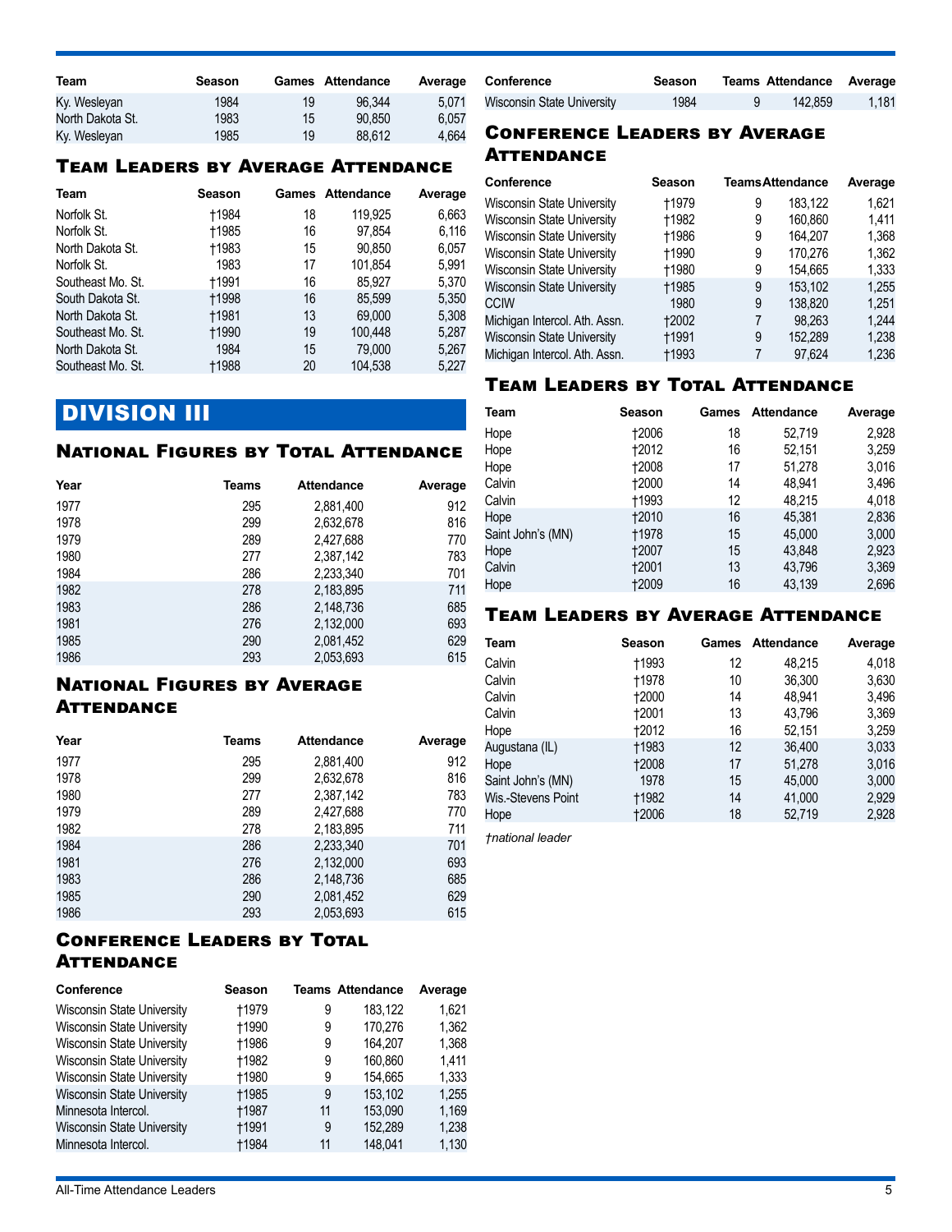| Team | Season | Games | Attendance | Average |
|---|---|---|---|---|
| Ky. Wesleyan | 1984 | 19 | 96,344 | 5,071 |
| North Dakota St. | 1983 | 15 | 90,850 | 6,057 |
| Ky. Wesleyan | 1985 | 19 | 88,612 | 4,664 |

## Team Leaders by Average Attendance

| Team | Season | Games | Attendance | Average |
|---|---|---|---|---|
| Norfolk St. | †1984 | 18 | 119,925 | 6,663 |
| Norfolk St. | †1985 | 16 | 97,854 | 6,116 |
| North Dakota St. | †1983 | 15 | 90,850 | 6,057 |
| Norfolk St. | 1983 | 17 | 101,854 | 5,991 |
| Southeast Mo. St. | †1991 | 16 | 85,927 | 5,370 |
| South Dakota St. | †1998 | 16 | 85,599 | 5,350 |
| North Dakota St. | †1981 | 13 | 69,000 | 5,308 |
| Southeast Mo. St. | †1990 | 19 | 100,448 | 5,287 |
| North Dakota St. | 1984 | 15 | 79,000 | 5,267 |
| Southeast Mo. St. | †1988 | 20 | 104,538 | 5,227 |

# DIVISION III

## National Figures by Total Attendance

| Year | Teams | Attendance | Average |
|---|---|---|---|
| 1977 | 295 | 2,881,400 | 912 |
| 1978 | 299 | 2,632,678 | 816 |
| 1979 | 289 | 2,427,688 | 770 |
| 1980 | 277 | 2,387,142 | 783 |
| 1984 | 286 | 2,233,340 | 701 |
| 1982 | 278 | 2,183,895 | 711 |
| 1983 | 286 | 2,148,736 | 685 |
| 1981 | 276 | 2,132,000 | 693 |
| 1985 | 290 | 2,081,452 | 629 |
| 1986 | 293 | 2,053,693 | 615 |

## National Figures by Average Attendance

| Year | Teams | Attendance | Average |
|---|---|---|---|
| 1977 | 295 | 2,881,400 | 912 |
| 1978 | 299 | 2,632,678 | 816 |
| 1980 | 277 | 2,387,142 | 783 |
| 1979 | 289 | 2,427,688 | 770 |
| 1982 | 278 | 2,183,895 | 711 |
| 1984 | 286 | 2,233,340 | 701 |
| 1981 | 276 | 2,132,000 | 693 |
| 1983 | 286 | 2,148,736 | 685 |
| 1985 | 290 | 2,081,452 | 629 |
| 1986 | 293 | 2,053,693 | 615 |

## Conference Leaders by Total Attendance

| Conference | Season | Teams | Attendance | Average |
|---|---|---|---|---|
| Wisconsin State University | †1979 | 9 | 183,122 | 1,621 |
| Wisconsin State University | †1990 | 9 | 170,276 | 1,362 |
| Wisconsin State University | †1986 | 9 | 164,207 | 1,368 |
| Wisconsin State University | †1982 | 9 | 160,860 | 1,411 |
| Wisconsin State University | †1980 | 9 | 154,665 | 1,333 |
| Wisconsin State University | †1985 | 9 | 153,102 | 1,255 |
| Minnesota Intercol. | †1987 | 11 | 153,090 | 1,169 |
| Wisconsin State University | †1991 | 9 | 152,289 | 1,238 |
| Minnesota Intercol. | †1984 | 11 | 148,041 | 1,130 |
| Wisconsin State University | 1984 | 9 | 142,859 | 1,181 |

## Conference Leaders by Average Attendance

| Conference | Season | Teams | Attendance | Average |
|---|---|---|---|---|
| Wisconsin State University | †1979 | 9 | 183,122 | 1,621 |
| Wisconsin State University | †1982 | 9 | 160,860 | 1,411 |
| Wisconsin State University | †1986 | 9 | 164,207 | 1,368 |
| Wisconsin State University | †1990 | 9 | 170,276 | 1,362 |
| Wisconsin State University | †1980 | 9 | 154,665 | 1,333 |
| Wisconsin State University | †1985 | 9 | 153,102 | 1,255 |
| CCIW | 1980 | 9 | 138,820 | 1,251 |
| Michigan Intercol. Ath. Assn. | †2002 | 7 | 98,263 | 1,244 |
| Wisconsin State University | †1991 | 9 | 152,289 | 1,238 |
| Michigan Intercol. Ath. Assn. | †1993 | 7 | 97,624 | 1,236 |

## Team Leaders by Total Attendance

| Team | Season | Games | Attendance | Average |
|---|---|---|---|---|
| Hope | †2006 | 18 | 52,719 | 2,928 |
| Hope | †2012 | 16 | 52,151 | 3,259 |
| Hope | †2008 | 17 | 51,278 | 3,016 |
| Calvin | †2000 | 14 | 48,941 | 3,496 |
| Calvin | †1993 | 12 | 48,215 | 4,018 |
| Hope | †2010 | 16 | 45,381 | 2,836 |
| Saint John's (MN) | †1978 | 15 | 45,000 | 3,000 |
| Hope | †2007 | 15 | 43,848 | 2,923 |
| Calvin | †2001 | 13 | 43,796 | 3,369 |
| Hope | †2009 | 16 | 43,139 | 2,696 |

## Team Leaders by Average Attendance

| Team | Season | Games | Attendance | Average |
|---|---|---|---|---|
| Calvin | †1993 | 12 | 48,215 | 4,018 |
| Calvin | †1978 | 10 | 36,300 | 3,630 |
| Calvin | †2000 | 14 | 48,941 | 3,496 |
| Calvin | †2001 | 13 | 43,796 | 3,369 |
| Hope | †2012 | 16 | 52,151 | 3,259 |
| Augustana (IL) | †1983 | 12 | 36,400 | 3,033 |
| Hope | †2008 | 17 | 51,278 | 3,016 |
| Saint John's (MN) | 1978 | 15 | 45,000 | 3,000 |
| Wis.-Stevens Point | †1982 | 14 | 41,000 | 2,929 |
| Hope | †2006 | 18 | 52,719 | 2,928 |

*†national leader*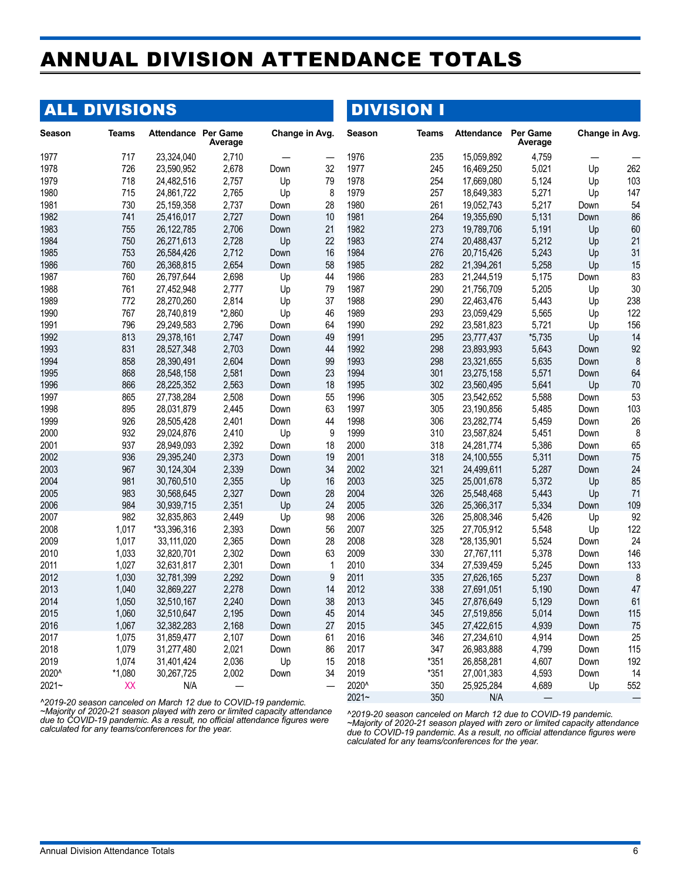# ANNUAL DIVISION ATTENDANCE TOTALS

## ALL DIVISIONS

| Season | Teams | Attendance | Per Game Average | Change in Avg. | |
|---|---|---|---|---|---|
| 1977 | 717 | 23,324,040 | 2,710 | — | — |
| 1978 | 726 | 23,590,952 | 2,678 | Down | 32 |
| 1979 | 718 | 24,482,516 | 2,757 | Up | 79 |
| 1980 | 715 | 24,861,722 | 2,765 | Up | 8 |
| 1981 | 730 | 25,159,358 | 2,737 | Down | 28 |
| 1982 | 741 | 25,416,017 | 2,727 | Down | 10 |
| 1983 | 755 | 26,122,785 | 2,706 | Down | 21 |
| 1984 | 750 | 26,271,613 | 2,728 | Up | 22 |
| 1985 | 753 | 26,584,426 | 2,712 | Down | 16 |
| 1986 | 760 | 26,368,815 | 2,654 | Down | 58 |
| 1987 | 760 | 26,797,644 | 2,698 | Up | 44 |
| 1988 | 761 | 27,452,948 | 2,777 | Up | 79 |
| 1989 | 772 | 28,270,260 | 2,814 | Up | 37 |
| 1990 | 767 | 28,740,819 | *2,860 | Up | 46 |
| 1991 | 796 | 29,249,583 | 2,796 | Down | 64 |
| 1992 | 813 | 29,378,161 | 2,747 | Down | 49 |
| 1993 | 831 | 28,527,348 | 2,703 | Down | 44 |
| 1994 | 858 | 28,390,491 | 2,604 | Down | 99 |
| 1995 | 868 | 28,548,158 | 2,581 | Down | 23 |
| 1996 | 866 | 28,225,352 | 2,563 | Down | 18 |
| 1997 | 865 | 27,738,284 | 2,508 | Down | 55 |
| 1998 | 895 | 28,031,879 | 2,445 | Down | 63 |
| 1999 | 926 | 28,505,428 | 2,401 | Down | 44 |
| 2000 | 932 | 29,024,876 | 2,410 | Up | 9 |
| 2001 | 937 | 28,949,093 | 2,392 | Down | 18 |
| 2002 | 936 | 29,395,240 | 2,373 | Down | 19 |
| 2003 | 967 | 30,124,304 | 2,339 | Down | 34 |
| 2004 | 981 | 30,760,510 | 2,355 | Up | 16 |
| 2005 | 983 | 30,568,645 | 2,327 | Down | 28 |
| 2006 | 984 | 30,939,715 | 2,351 | Up | 24 |
| 2007 | 982 | 32,835,863 | 2,449 | Up | 98 |
| 2008 | 1,017 | *33,396,316 | 2,393 | Down | 56 |
| 2009 | 1,017 | 33,111,020 | 2,365 | Down | 28 |
| 2010 | 1,033 | 32,820,701 | 2,302 | Down | 63 |
| 2011 | 1,027 | 32,631,817 | 2,301 | Down | 1 |
| 2012 | 1,030 | 32,781,399 | 2,292 | Down | 9 |
| 2013 | 1,040 | 32,869,227 | 2,278 | Down | 14 |
| 2014 | 1,050 | 32,510,167 | 2,240 | Down | 38 |
| 2015 | 1,060 | 32,510,647 | 2,195 | Down | 45 |
| 2016 | 1,067 | 32,382,283 | 2,168 | Down | 27 |
| 2017 | 1,075 | 31,859,477 | 2,107 | Down | 61 |
| 2018 | 1,079 | 31,277,480 | 2,021 | Down | 86 |
| 2019 | 1,074 | 31,401,424 | 2,036 | Up | 15 |
| 2020^ | *1,080 | 30,267,725 | 2,002 | Down | 34 |
| 2021~ | XX | N/A | — | | — |

*^2019-20 season canceled on March 12 due to COVID-19 pandemic.*
*~Majority of 2020-21 season played with zero or limited capacity attendance due to COVID-19 pandemic. As a result, no official attendance figures were calculated for any teams/conferences for the year.*

## DIVISION I

| Season | Teams | Attendance | Per Game Average | Change in Avg. | |
|---|---|---|---|---|---|
| 1976 | 235 | 15,059,892 | 4,759 | — | — |
| 1977 | 245 | 16,469,250 | 5,021 | Up | 262 |
| 1978 | 254 | 17,669,080 | 5,124 | Up | 103 |
| 1979 | 257 | 18,649,383 | 5,271 | Up | 147 |
| 1980 | 261 | 19,052,743 | 5,217 | Down | 54 |
| 1981 | 264 | 19,355,690 | 5,131 | Down | 86 |
| 1982 | 273 | 19,789,706 | 5,191 | Up | 60 |
| 1983 | 274 | 20,488,437 | 5,212 | Up | 21 |
| 1984 | 276 | 20,715,426 | 5,243 | Up | 31 |
| 1985 | 282 | 21,394,261 | 5,258 | Up | 15 |
| 1986 | 283 | 21,244,519 | 5,175 | Down | 83 |
| 1987 | 290 | 21,756,709 | 5,205 | Up | 30 |
| 1988 | 290 | 22,463,476 | 5,443 | Up | 238 |
| 1989 | 293 | 23,059,429 | 5,565 | Up | 122 |
| 1990 | 292 | 23,581,823 | 5,721 | Up | 156 |
| 1991 | 295 | 23,777,437 | *5,735 | Up | 14 |
| 1992 | 298 | 23,893,993 | 5,643 | Down | 92 |
| 1993 | 298 | 23,321,655 | 5,635 | Down | 8 |
| 1994 | 301 | 23,275,158 | 5,571 | Down | 64 |
| 1995 | 302 | 23,560,495 | 5,641 | Up | 70 |
| 1996 | 305 | 23,542,652 | 5,588 | Down | 53 |
| 1997 | 305 | 23,190,856 | 5,485 | Down | 103 |
| 1998 | 306 | 23,282,774 | 5,459 | Down | 26 |
| 1999 | 310 | 23,587,824 | 5,451 | Down | 8 |
| 2000 | 318 | 24,281,774 | 5,386 | Down | 65 |
| 2001 | 318 | 24,100,555 | 5,311 | Down | 75 |
| 2002 | 321 | 24,499,611 | 5,287 | Down | 24 |
| 2003 | 325 | 25,001,678 | 5,372 | Up | 85 |
| 2004 | 326 | 25,548,468 | 5,443 | Up | 71 |
| 2005 | 326 | 25,366,317 | 5,334 | Down | 109 |
| 2006 | 326 | 25,808,346 | 5,426 | Up | 92 |
| 2007 | 325 | 27,705,912 | 5,548 | Up | 122 |
| 2008 | 328 | *28,135,901 | 5,524 | Down | 24 |
| 2009 | 330 | 27,767,111 | 5,378 | Down | 146 |
| 2010 | 334 | 27,539,459 | 5,245 | Down | 133 |
| 2011 | 335 | 27,626,165 | 5,237 | Down | 8 |
| 2012 | 338 | 27,691,051 | 5,190 | Down | 47 |
| 2013 | 345 | 27,876,649 | 5,129 | Down | 61 |
| 2014 | 345 | 27,519,856 | 5,014 | Down | 115 |
| 2015 | 345 | 27,422,615 | 4,939 | Down | 75 |
| 2016 | 346 | 27,234,610 | 4,914 | Down | 25 |
| 2017 | 347 | 26,983,888 | 4,799 | Down | 115 |
| 2018 | *351 | 26,858,281 | 4,607 | Down | 192 |
| 2019 | *351 | 27,001,383 | 4,593 | Down | 14 |
| 2020^ | 350 | 25,925,284 | 4,689 | Up | 552 |
| 2021~ | 350 | N/A | — | | — |

*^2019-20 season canceled on March 12 due to COVID-19 pandemic.*
*~Majority of 2020-21 season played with zero or limited capacity attendance due to COVID-19 pandemic. As a result, no official attendance figures were calculated for any teams/conferences for the year.*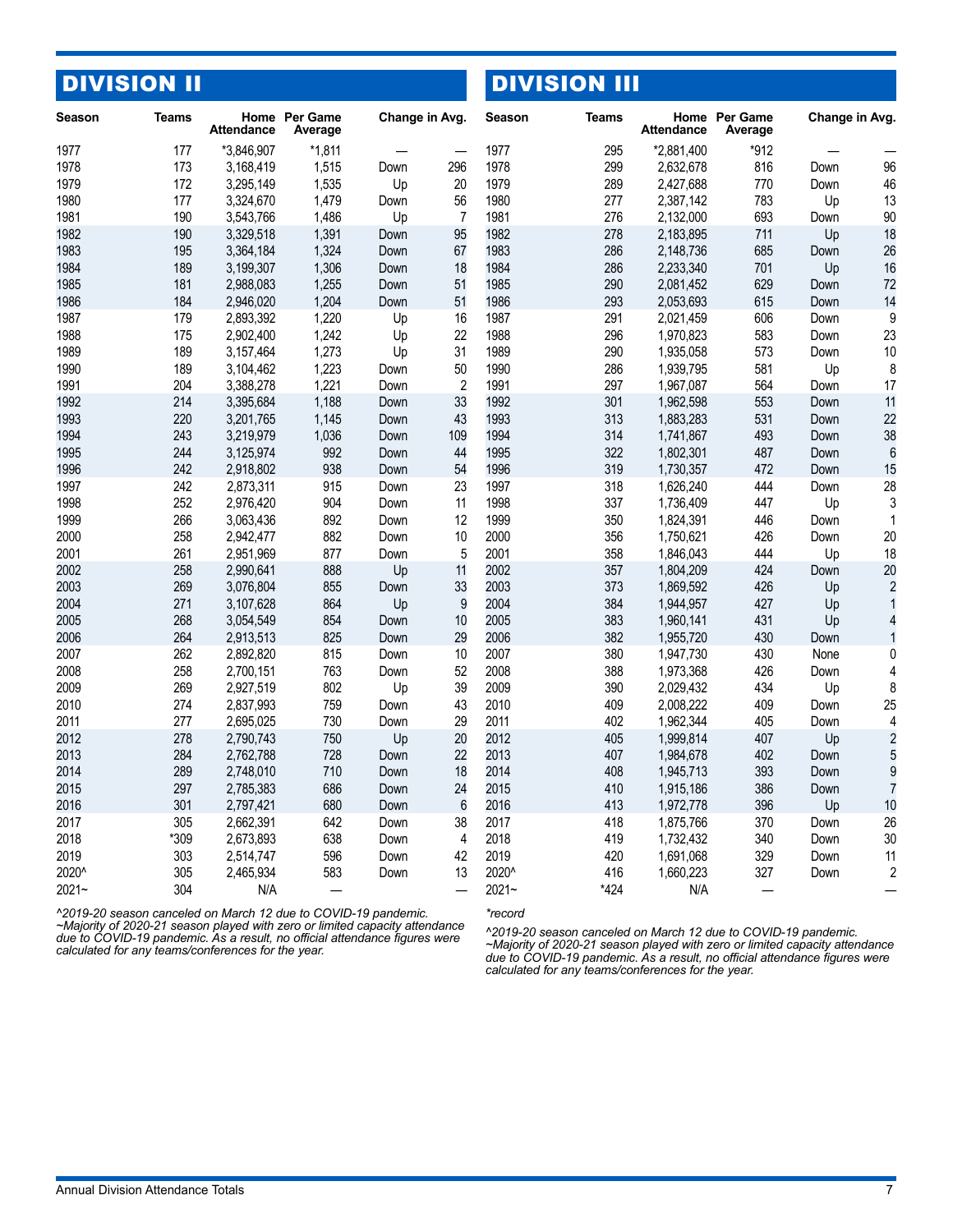## DIVISION II

| Season | Teams | Home Attendance | Per Game Average | Change in Avg. | |
|---|---|---|---|---|---|
| 1977 | 177 | *3,846,907 | *1,811 | — | — |
| 1978 | 173 | 3,168,419 | 1,515 | Down | 296 |
| 1979 | 172 | 3,295,149 | 1,535 | Up | 20 |
| 1980 | 177 | 3,324,670 | 1,479 | Down | 56 |
| 1981 | 190 | 3,543,766 | 1,486 | Up | 7 |
| 1982 | 190 | 3,329,518 | 1,391 | Down | 95 |
| 1983 | 195 | 3,364,184 | 1,324 | Down | 67 |
| 1984 | 189 | 3,199,307 | 1,306 | Down | 18 |
| 1985 | 181 | 2,988,083 | 1,255 | Down | 51 |
| 1986 | 184 | 2,946,020 | 1,204 | Down | 51 |
| 1987 | 179 | 2,893,392 | 1,220 | Up | 16 |
| 1988 | 175 | 2,902,400 | 1,242 | Up | 22 |
| 1989 | 189 | 3,157,464 | 1,273 | Up | 31 |
| 1990 | 189 | 3,104,462 | 1,223 | Down | 50 |
| 1991 | 204 | 3,388,278 | 1,221 | Down | 2 |
| 1992 | 214 | 3,395,684 | 1,188 | Down | 33 |
| 1993 | 220 | 3,201,765 | 1,145 | Down | 43 |
| 1994 | 243 | 3,219,979 | 1,036 | Down | 109 |
| 1995 | 244 | 3,125,974 | 992 | Down | 44 |
| 1996 | 242 | 2,918,802 | 938 | Down | 54 |
| 1997 | 242 | 2,873,311 | 915 | Down | 23 |
| 1998 | 252 | 2,976,420 | 904 | Down | 11 |
| 1999 | 266 | 3,063,436 | 892 | Down | 12 |
| 2000 | 258 | 2,942,477 | 882 | Down | 10 |
| 2001 | 261 | 2,951,969 | 877 | Down | 5 |
| 2002 | 258 | 2,990,641 | 888 | Up | 11 |
| 2003 | 269 | 3,076,804 | 855 | Down | 33 |
| 2004 | 271 | 3,107,628 | 864 | Up | 9 |
| 2005 | 268 | 3,054,549 | 854 | Down | 10 |
| 2006 | 264 | 2,913,513 | 825 | Down | 29 |
| 2007 | 262 | 2,892,820 | 815 | Down | 10 |
| 2008 | 258 | 2,700,151 | 763 | Down | 52 |
| 2009 | 269 | 2,927,519 | 802 | Up | 39 |
| 2010 | 274 | 2,837,993 | 759 | Down | 43 |
| 2011 | 277 | 2,695,025 | 730 | Down | 29 |
| 2012 | 278 | 2,790,743 | 750 | Up | 20 |
| 2013 | 284 | 2,762,788 | 728 | Down | 22 |
| 2014 | 289 | 2,748,010 | 710 | Down | 18 |
| 2015 | 297 | 2,785,383 | 686 | Down | 24 |
| 2016 | 301 | 2,797,421 | 680 | Down | 6 |
| 2017 | 305 | 2,662,391 | 642 | Down | 38 |
| 2018 | *309 | 2,673,893 | 638 | Down | 4 |
| 2019 | 303 | 2,514,747 | 596 | Down | 42 |
| 2020^ | 305 | 2,465,934 | 583 | Down | 13 |
| 2021~ | 304 | N/A | — | | — |

*^2019-20 season canceled on March 12 due to COVID-19 pandemic.*
*~Majority of 2020-21 season played with zero or limited capacity attendance due to COVID-19 pandemic. As a result, no official attendance figures were calculated for any teams/conferences for the year.*

## DIVISION III

| Season | Teams | Home Attendance | Per Game Average | Change in Avg. | |
|---|---|---|---|---|---|
| 1977 | 295 | *2,881,400 | *912 | — | — |
| 1978 | 299 | 2,632,678 | 816 | Down | 96 |
| 1979 | 289 | 2,427,688 | 770 | Down | 46 |
| 1980 | 277 | 2,387,142 | 783 | Up | 13 |
| 1981 | 276 | 2,132,000 | 693 | Down | 90 |
| 1982 | 278 | 2,183,895 | 711 | Up | 18 |
| 1983 | 286 | 2,148,736 | 685 | Down | 26 |
| 1984 | 286 | 2,233,340 | 701 | Up | 16 |
| 1985 | 290 | 2,081,452 | 629 | Down | 72 |
| 1986 | 293 | 2,053,693 | 615 | Down | 14 |
| 1987 | 291 | 2,021,459 | 606 | Down | 9 |
| 1988 | 296 | 1,970,823 | 583 | Down | 23 |
| 1989 | 290 | 1,935,058 | 573 | Down | 10 |
| 1990 | 286 | 1,939,795 | 581 | Up | 8 |
| 1991 | 297 | 1,967,087 | 564 | Down | 17 |
| 1992 | 301 | 1,962,598 | 553 | Down | 11 |
| 1993 | 313 | 1,883,283 | 531 | Down | 22 |
| 1994 | 314 | 1,741,867 | 493 | Down | 38 |
| 1995 | 322 | 1,802,301 | 487 | Down | 6 |
| 1996 | 319 | 1,730,357 | 472 | Down | 15 |
| 1997 | 318 | 1,626,240 | 444 | Down | 28 |
| 1998 | 337 | 1,736,409 | 447 | Up | 3 |
| 1999 | 350 | 1,824,391 | 446 | Down | 1 |
| 2000 | 356 | 1,750,621 | 426 | Down | 20 |
| 2001 | 358 | 1,846,043 | 444 | Up | 18 |
| 2002 | 357 | 1,804,209 | 424 | Down | 20 |
| 2003 | 373 | 1,869,592 | 426 | Up | 2 |
| 2004 | 384 | 1,944,957 | 427 | Up | 1 |
| 2005 | 383 | 1,960,141 | 431 | Up | 4 |
| 2006 | 382 | 1,955,720 | 430 | Down | 1 |
| 2007 | 380 | 1,947,730 | 430 | None | 0 |
| 2008 | 388 | 1,973,368 | 426 | Down | 4 |
| 2009 | 390 | 2,029,432 | 434 | Up | 8 |
| 2010 | 409 | 2,008,222 | 409 | Down | 25 |
| 2011 | 402 | 1,962,344 | 405 | Down | 4 |
| 2012 | 405 | 1,999,814 | 407 | Up | 2 |
| 2013 | 407 | 1,984,678 | 402 | Down | 5 |
| 2014 | 408 | 1,945,713 | 393 | Down | 9 |
| 2015 | 410 | 1,915,186 | 386 | Down | 7 |
| 2016 | 413 | 1,972,778 | 396 | Up | 10 |
| 2017 | 418 | 1,875,766 | 370 | Down | 26 |
| 2018 | 419 | 1,732,432 | 340 | Down | 30 |
| 2019 | 420 | 1,691,068 | 329 | Down | 11 |
| 2020^ | 416 | 1,660,223 | 327 | Down | 2 |
| 2021~ | *424 | N/A | — | | — |

*\*record*

*^2019-20 season canceled on March 12 due to COVID-19 pandemic.*
*~Majority of 2020-21 season played with zero or limited capacity attendance due to COVID-19 pandemic. As a result, no official attendance figures were calculated for any teams/conferences for the year.*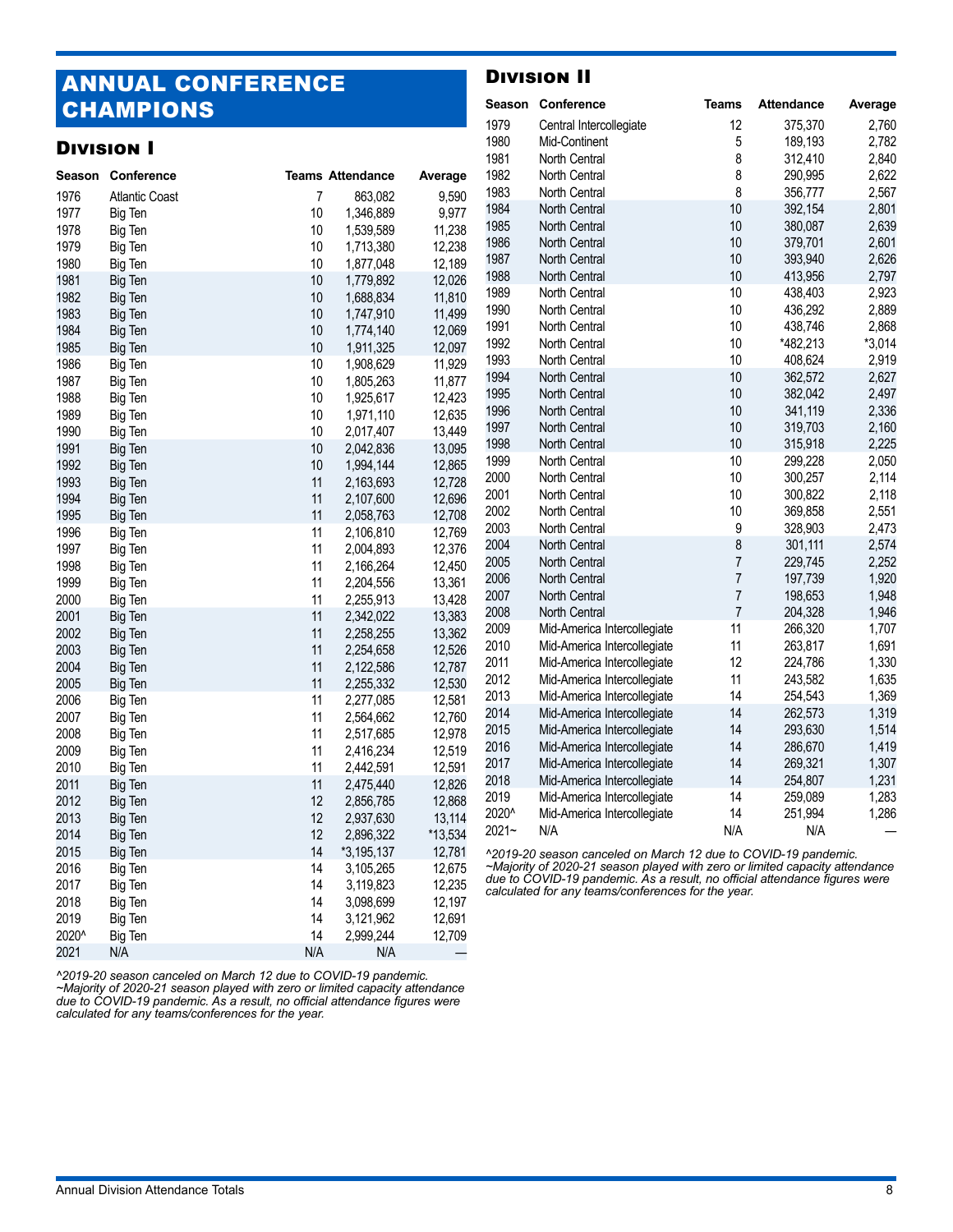# ANNUAL CONFERENCE CHAMPIONS

## Division I

| Season | Conference | Teams | Attendance | Average |
|---|---|---|---|---|
| 1976 | Atlantic Coast | 7 | 863,082 | 9,590 |
| 1977 | Big Ten | 10 | 1,346,889 | 9,977 |
| 1978 | Big Ten | 10 | 1,539,589 | 11,238 |
| 1979 | Big Ten | 10 | 1,713,380 | 12,238 |
| 1980 | Big Ten | 10 | 1,877,048 | 12,189 |
| 1981 | Big Ten | 10 | 1,779,892 | 12,026 |
| 1982 | Big Ten | 10 | 1,688,834 | 11,810 |
| 1983 | Big Ten | 10 | 1,747,910 | 11,499 |
| 1984 | Big Ten | 10 | 1,774,140 | 12,069 |
| 1985 | Big Ten | 10 | 1,911,325 | 12,097 |
| 1986 | Big Ten | 10 | 1,908,629 | 11,929 |
| 1987 | Big Ten | 10 | 1,805,263 | 11,877 |
| 1988 | Big Ten | 10 | 1,925,617 | 12,423 |
| 1989 | Big Ten | 10 | 1,971,110 | 12,635 |
| 1990 | Big Ten | 10 | 2,017,407 | 13,449 |
| 1991 | Big Ten | 10 | 2,042,836 | 13,095 |
| 1992 | Big Ten | 10 | 1,994,144 | 12,865 |
| 1993 | Big Ten | 11 | 2,163,693 | 12,728 |
| 1994 | Big Ten | 11 | 2,107,600 | 12,696 |
| 1995 | Big Ten | 11 | 2,058,763 | 12,708 |
| 1996 | Big Ten | 11 | 2,106,810 | 12,769 |
| 1997 | Big Ten | 11 | 2,004,893 | 12,376 |
| 1998 | Big Ten | 11 | 2,166,264 | 12,450 |
| 1999 | Big Ten | 11 | 2,204,556 | 13,361 |
| 2000 | Big Ten | 11 | 2,255,913 | 13,428 |
| 2001 | Big Ten | 11 | 2,342,022 | 13,383 |
| 2002 | Big Ten | 11 | 2,258,255 | 13,362 |
| 2003 | Big Ten | 11 | 2,254,658 | 12,526 |
| 2004 | Big Ten | 11 | 2,122,586 | 12,787 |
| 2005 | Big Ten | 11 | 2,255,332 | 12,530 |
| 2006 | Big Ten | 11 | 2,277,085 | 12,581 |
| 2007 | Big Ten | 11 | 2,564,662 | 12,760 |
| 2008 | Big Ten | 11 | 2,517,685 | 12,978 |
| 2009 | Big Ten | 11 | 2,416,234 | 12,519 |
| 2010 | Big Ten | 11 | 2,442,591 | 12,591 |
| 2011 | Big Ten | 11 | 2,475,440 | 12,826 |
| 2012 | Big Ten | 12 | 2,856,785 | 12,868 |
| 2013 | Big Ten | 12 | 2,937,630 | 13,114 |
| 2014 | Big Ten | 12 | 2,896,322 | *13,534 |
| 2015 | Big Ten | 14 | *3,195,137 | 12,781 |
| 2016 | Big Ten | 14 | 3,105,265 | 12,675 |
| 2017 | Big Ten | 14 | 3,119,823 | 12,235 |
| 2018 | Big Ten | 14 | 3,098,699 | 12,197 |
| 2019 | Big Ten | 14 | 3,121,962 | 12,691 |
| 2020^ | Big Ten | 14 | 2,999,244 | 12,709 |
| 2021 | N/A | N/A | N/A | — |

*^2019-20 season canceled on March 12 due to COVID-19 pandemic.*
*~Majority of 2020-21 season played with zero or limited capacity attendance due to COVID-19 pandemic. As a result, no official attendance figures were calculated for any teams/conferences for the year.*

## Division II

| Season | Conference | Teams | Attendance | Average |
|---|---|---|---|---|
| 1979 | Central Intercollegiate | 12 | 375,370 | 2,760 |
| 1980 | Mid-Continent | 5 | 189,193 | 2,782 |
| 1981 | North Central | 8 | 312,410 | 2,840 |
| 1982 | North Central | 8 | 290,995 | 2,622 |
| 1983 | North Central | 8 | 356,777 | 2,567 |
| 1984 | North Central | 10 | 392,154 | 2,801 |
| 1985 | North Central | 10 | 380,087 | 2,639 |
| 1986 | North Central | 10 | 379,701 | 2,601 |
| 1987 | North Central | 10 | 393,940 | 2,626 |
| 1988 | North Central | 10 | 413,956 | 2,797 |
| 1989 | North Central | 10 | 438,403 | 2,923 |
| 1990 | North Central | 10 | 436,292 | 2,889 |
| 1991 | North Central | 10 | 438,746 | 2,868 |
| 1992 | North Central | 10 | *482,213 | *3,014 |
| 1993 | North Central | 10 | 408,624 | 2,919 |
| 1994 | North Central | 10 | 362,572 | 2,627 |
| 1995 | North Central | 10 | 382,042 | 2,497 |
| 1996 | North Central | 10 | 341,119 | 2,336 |
| 1997 | North Central | 10 | 319,703 | 2,160 |
| 1998 | North Central | 10 | 315,918 | 2,225 |
| 1999 | North Central | 10 | 299,228 | 2,050 |
| 2000 | North Central | 10 | 300,257 | 2,114 |
| 2001 | North Central | 10 | 300,822 | 2,118 |
| 2002 | North Central | 10 | 369,858 | 2,551 |
| 2003 | North Central | 9 | 328,903 | 2,473 |
| 2004 | North Central | 8 | 301,111 | 2,574 |
| 2005 | North Central | 7 | 229,745 | 2,252 |
| 2006 | North Central | 7 | 197,739 | 1,920 |
| 2007 | North Central | 7 | 198,653 | 1,948 |
| 2008 | North Central | 7 | 204,328 | 1,946 |
| 2009 | Mid-America Intercollegiate | 11 | 266,320 | 1,707 |
| 2010 | Mid-America Intercollegiate | 11 | 263,817 | 1,691 |
| 2011 | Mid-America Intercollegiate | 12 | 224,786 | 1,330 |
| 2012 | Mid-America Intercollegiate | 11 | 243,582 | 1,635 |
| 2013 | Mid-America Intercollegiate | 14 | 254,543 | 1,369 |
| 2014 | Mid-America Intercollegiate | 14 | 262,573 | 1,319 |
| 2015 | Mid-America Intercollegiate | 14 | 293,630 | 1,514 |
| 2016 | Mid-America Intercollegiate | 14 | 286,670 | 1,419 |
| 2017 | Mid-America Intercollegiate | 14 | 269,321 | 1,307 |
| 2018 | Mid-America Intercollegiate | 14 | 254,807 | 1,231 |
| 2019 | Mid-America Intercollegiate | 14 | 259,089 | 1,283 |
| 2020^ | Mid-America Intercollegiate | 14 | 251,994 | 1,286 |
| 2021~ | N/A | N/A | N/A | — |

*^2019-20 season canceled on March 12 due to COVID-19 pandemic.*
*~Majority of 2020-21 season played with zero or limited capacity attendance due to COVID-19 pandemic. As a result, no official attendance figures were calculated for any teams/conferences for the year.*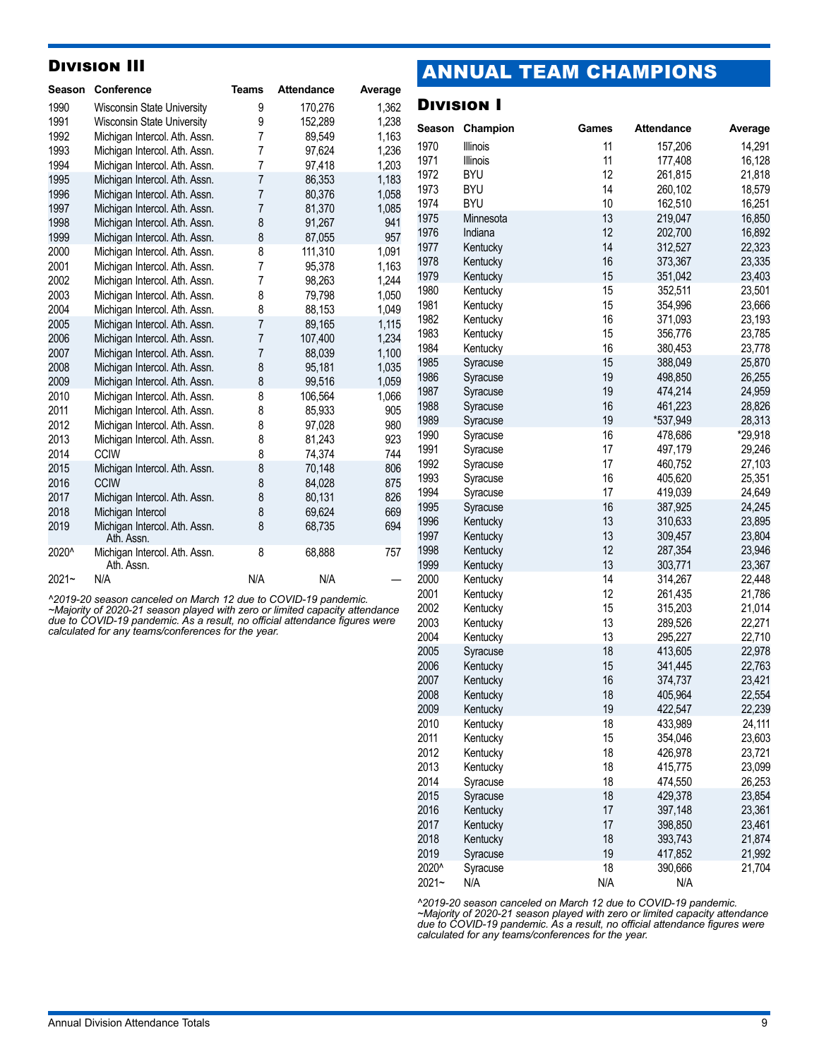## Division III

| Season | Conference | Teams | Attendance | Average |
|---|---|---|---|---|
| 1990 | Wisconsin State University | 9 | 170,276 | 1,362 |
| 1991 | Wisconsin State University | 9 | 152,289 | 1,238 |
| 1992 | Michigan Intercol. Ath. Assn. | 7 | 89,549 | 1,163 |
| 1993 | Michigan Intercol. Ath. Assn. | 7 | 97,624 | 1,236 |
| 1994 | Michigan Intercol. Ath. Assn. | 7 | 97,418 | 1,203 |
| 1995 | Michigan Intercol. Ath. Assn. | 7 | 86,353 | 1,183 |
| 1996 | Michigan Intercol. Ath. Assn. | 7 | 80,376 | 1,058 |
| 1997 | Michigan Intercol. Ath. Assn. | 7 | 81,370 | 1,085 |
| 1998 | Michigan Intercol. Ath. Assn. | 8 | 91,267 | 941 |
| 1999 | Michigan Intercol. Ath. Assn. | 8 | 87,055 | 957 |
| 2000 | Michigan Intercol. Ath. Assn. | 8 | 111,310 | 1,091 |
| 2001 | Michigan Intercol. Ath. Assn. | 7 | 95,378 | 1,163 |
| 2002 | Michigan Intercol. Ath. Assn. | 7 | 98,263 | 1,244 |
| 2003 | Michigan Intercol. Ath. Assn. | 8 | 79,798 | 1,050 |
| 2004 | Michigan Intercol. Ath. Assn. | 8 | 88,153 | 1,049 |
| 2005 | Michigan Intercol. Ath. Assn. | 7 | 89,165 | 1,115 |
| 2006 | Michigan Intercol. Ath. Assn. | 7 | 107,400 | 1,234 |
| 2007 | Michigan Intercol. Ath. Assn. | 7 | 88,039 | 1,100 |
| 2008 | Michigan Intercol. Ath. Assn. | 8 | 95,181 | 1,035 |
| 2009 | Michigan Intercol. Ath. Assn. | 8 | 99,516 | 1,059 |
| 2010 | Michigan Intercol. Ath. Assn. | 8 | 106,564 | 1,066 |
| 2011 | Michigan Intercol. Ath. Assn. | 8 | 85,933 | 905 |
| 2012 | Michigan Intercol. Ath. Assn. | 8 | 97,028 | 980 |
| 2013 | Michigan Intercol. Ath. Assn. | 8 | 81,243 | 923 |
| 2014 | CCIW | 8 | 74,374 | 744 |
| 2015 | Michigan Intercol. Ath. Assn. | 8 | 70,148 | 806 |
| 2016 | CCIW | 8 | 84,028 | 875 |
| 2017 | Michigan Intercol. Ath. Assn. | 8 | 80,131 | 826 |
| 2018 | Michigan Intercol | 8 | 69,624 | 669 |
| 2019 | Michigan Intercol. Ath. Assn. Ath. Assn. | 8 | 68,735 | 694 |
| 2020^ | Michigan Intercol. Ath. Assn. Ath. Assn. | 8 | 68,888 | 757 |
| 2021~ | N/A | N/A | N/A | — |

*^2019-20 season canceled on March 12 due to COVID-19 pandemic.*
*~Majority of 2020-21 season played with zero or limited capacity attendance due to COVID-19 pandemic. As a result, no official attendance figures were calculated for any teams/conferences for the year.*

# ANNUAL TEAM CHAMPIONS

## Division I

| Season | Champion | Games | Attendance | Average |
|---|---|---|---|---|
| 1970 | Illinois | 11 | 157,206 | 14,291 |
| 1971 | Illinois | 11 | 177,408 | 16,128 |
| 1972 | BYU | 12 | 261,815 | 21,818 |
| 1973 | BYU | 14 | 260,102 | 18,579 |
| 1974 | BYU | 10 | 162,510 | 16,251 |
| 1975 | Minnesota | 13 | 219,047 | 16,850 |
| 1976 | Indiana | 12 | 202,700 | 16,892 |
| 1977 | Kentucky | 14 | 312,527 | 22,323 |
| 1978 | Kentucky | 16 | 373,367 | 23,335 |
| 1979 | Kentucky | 15 | 351,042 | 23,403 |
| 1980 | Kentucky | 15 | 352,511 | 23,501 |
| 1981 | Kentucky | 15 | 354,996 | 23,666 |
| 1982 | Kentucky | 16 | 371,093 | 23,193 |
| 1983 | Kentucky | 15 | 356,776 | 23,785 |
| 1984 | Kentucky | 16 | 380,453 | 23,778 |
| 1985 | Syracuse | 15 | 388,049 | 25,870 |
| 1986 | Syracuse | 19 | 498,850 | 26,255 |
| 1987 | Syracuse | 19 | 474,214 | 24,959 |
| 1988 | Syracuse | 16 | 461,223 | 28,826 |
| 1989 | Syracuse | 19 | *537,949 | 28,313 |
| 1990 | Syracuse | 16 | 478,686 | *29,918 |
| 1991 | Syracuse | 17 | 497,179 | 29,246 |
| 1992 | Syracuse | 17 | 460,752 | 27,103 |
| 1993 | Syracuse | 16 | 405,620 | 25,351 |
| 1994 | Syracuse | 17 | 419,039 | 24,649 |
| 1995 | Syracuse | 16 | 387,925 | 24,245 |
| 1996 | Kentucky | 13 | 310,633 | 23,895 |
| 1997 | Kentucky | 13 | 309,457 | 23,804 |
| 1998 | Kentucky | 12 | 287,354 | 23,946 |
| 1999 | Kentucky | 13 | 303,771 | 23,367 |
| 2000 | Kentucky | 14 | 314,267 | 22,448 |
| 2001 | Kentucky | 12 | 261,435 | 21,786 |
| 2002 | Kentucky | 15 | 315,203 | 21,014 |
| 2003 | Kentucky | 13 | 289,526 | 22,271 |
| 2004 | Kentucky | 13 | 295,227 | 22,710 |
| 2005 | Syracuse | 18 | 413,605 | 22,978 |
| 2006 | Kentucky | 15 | 341,445 | 22,763 |
| 2007 | Kentucky | 16 | 374,737 | 23,421 |
| 2008 | Kentucky | 18 | 405,964 | 22,554 |
| 2009 | Kentucky | 19 | 422,547 | 22,239 |
| 2010 | Kentucky | 18 | 433,989 | 24,111 |
| 2011 | Kentucky | 15 | 354,046 | 23,603 |
| 2012 | Kentucky | 18 | 426,978 | 23,721 |
| 2013 | Kentucky | 18 | 415,775 | 23,099 |
| 2014 | Syracuse | 18 | 474,550 | 26,253 |
| 2015 | Syracuse | 18 | 429,378 | 23,854 |
| 2016 | Kentucky | 17 | 397,148 | 23,361 |
| 2017 | Kentucky | 17 | 398,850 | 23,461 |
| 2018 | Kentucky | 18 | 393,743 | 21,874 |
| 2019 | Syracuse | 19 | 417,852 | 21,992 |
| 2020^ | Syracuse | 18 | 390,666 | 21,704 |
| 2021~ | N/A | N/A | N/A | |

*^2019-20 season canceled on March 12 due to COVID-19 pandemic.*
*~Majority of 2020-21 season played with zero or limited capacity attendance due to COVID-19 pandemic. As a result, no official attendance figures were calculated for any teams/conferences for the year.*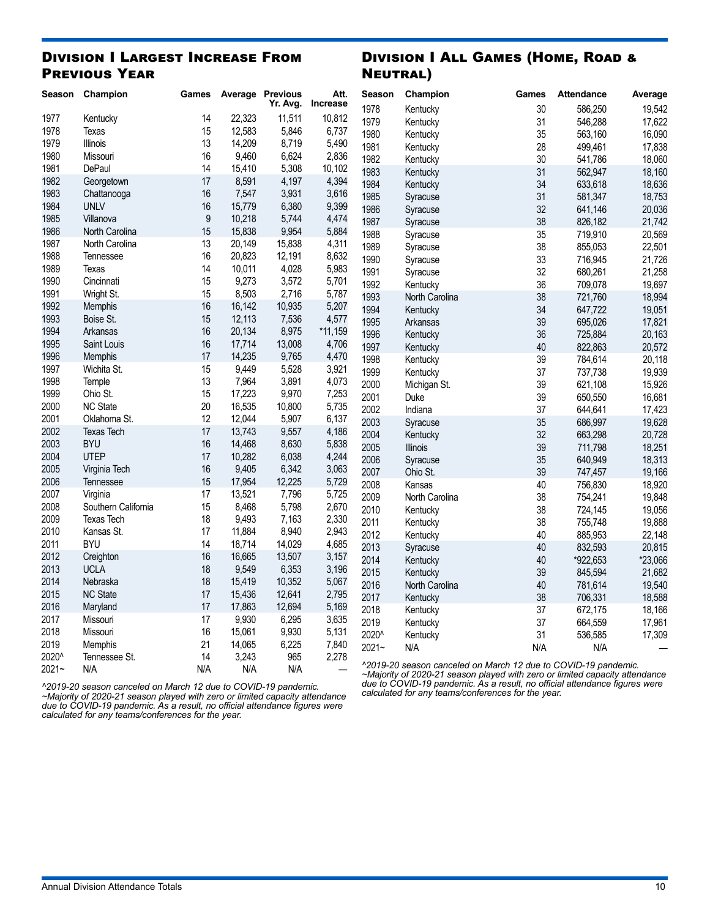## Division I Largest Increase From Previous Year

| Season | Champion | Games | Average | Previous Yr. Avg. | Att. Increase |
|---|---|---|---|---|---|
| 1977 | Kentucky | 14 | 22,323 | 11,511 | 10,812 |
| 1978 | Texas | 15 | 12,583 | 5,846 | 6,737 |
| 1979 | Illinois | 13 | 14,209 | 8,719 | 5,490 |
| 1980 | Missouri | 16 | 9,460 | 6,624 | 2,836 |
| 1981 | DePaul | 14 | 15,410 | 5,308 | 10,102 |
| 1982 | Georgetown | 17 | 8,591 | 4,197 | 4,394 |
| 1983 | Chattanooga | 16 | 7,547 | 3,931 | 3,616 |
| 1984 | UNLV | 16 | 15,779 | 6,380 | 9,399 |
| 1985 | Villanova | 9 | 10,218 | 5,744 | 4,474 |
| 1986 | North Carolina | 15 | 15,838 | 9,954 | 5,884 |
| 1987 | North Carolina | 13 | 20,149 | 15,838 | 4,311 |
| 1988 | Tennessee | 16 | 20,823 | 12,191 | 8,632 |
| 1989 | Texas | 14 | 10,011 | 4,028 | 5,983 |
| 1990 | Cincinnati | 15 | 9,273 | 3,572 | 5,701 |
| 1991 | Wright St. | 15 | 8,503 | 2,716 | 5,787 |
| 1992 | Memphis | 16 | 16,142 | 10,935 | 5,207 |
| 1993 | Boise St. | 15 | 12,113 | 7,536 | 4,577 |
| 1994 | Arkansas | 16 | 20,134 | 8,975 | *11,159 |
| 1995 | Saint Louis | 16 | 17,714 | 13,008 | 4,706 |
| 1996 | Memphis | 17 | 14,235 | 9,765 | 4,470 |
| 1997 | Wichita St. | 15 | 9,449 | 5,528 | 3,921 |
| 1998 | Temple | 13 | 7,964 | 3,891 | 4,073 |
| 1999 | Ohio St. | 15 | 17,223 | 9,970 | 7,253 |
| 2000 | NC State | 20 | 16,535 | 10,800 | 5,735 |
| 2001 | Oklahoma St. | 12 | 12,044 | 5,907 | 6,137 |
| 2002 | Texas Tech | 17 | 13,743 | 9,557 | 4,186 |
| 2003 | BYU | 16 | 14,468 | 8,630 | 5,838 |
| 2004 | UTEP | 17 | 10,282 | 6,038 | 4,244 |
| 2005 | Virginia Tech | 16 | 9,405 | 6,342 | 3,063 |
| 2006 | Tennessee | 15 | 17,954 | 12,225 | 5,729 |
| 2007 | Virginia | 17 | 13,521 | 7,796 | 5,725 |
| 2008 | Southern California | 15 | 8,468 | 5,798 | 2,670 |
| 2009 | Texas Tech | 18 | 9,493 | 7,163 | 2,330 |
| 2010 | Kansas St. | 17 | 11,884 | 8,940 | 2,943 |
| 2011 | BYU | 14 | 18,714 | 14,029 | 4,685 |
| 2012 | Creighton | 16 | 16,665 | 13,507 | 3,157 |
| 2013 | UCLA | 18 | 9,549 | 6,353 | 3,196 |
| 2014 | Nebraska | 18 | 15,419 | 10,352 | 5,067 |
| 2015 | NC State | 17 | 15,436 | 12,641 | 2,795 |
| 2016 | Maryland | 17 | 17,863 | 12,694 | 5,169 |
| 2017 | Missouri | 17 | 9,930 | 6,295 | 3,635 |
| 2018 | Missouri | 16 | 15,061 | 9,930 | 5,131 |
| 2019 | Memphis | 21 | 14,065 | 6,225 | 7,840 |
| 2020^ | Tennessee St. | 14 | 3,243 | 965 | 2,278 |
| 2021~ | N/A | N/A | N/A | N/A | — |

*^2019-20 season canceled on March 12 due to COVID-19 pandemic.*
*~Majority of 2020-21 season played with zero or limited capacity attendance due to COVID-19 pandemic. As a result, no official attendance figures were calculated for any teams/conferences for the year.*

## Division I All Games (Home, Road & Neutral)

| Season | Champion | Games | Attendance | Average |
|---|---|---|---|---|
| 1978 | Kentucky | 30 | 586,250 | 19,542 |
| 1979 | Kentucky | 31 | 546,288 | 17,622 |
| 1980 | Kentucky | 35 | 563,160 | 16,090 |
| 1981 | Kentucky | 28 | 499,461 | 17,838 |
| 1982 | Kentucky | 30 | 541,786 | 18,060 |
| 1983 | Kentucky | 31 | 562,947 | 18,160 |
| 1984 | Kentucky | 34 | 633,618 | 18,636 |
| 1985 | Syracuse | 31 | 581,347 | 18,753 |
| 1986 | Syracuse | 32 | 641,146 | 20,036 |
| 1987 | Syracuse | 38 | 826,182 | 21,742 |
| 1988 | Syracuse | 35 | 719,910 | 20,569 |
| 1989 | Syracuse | 38 | 855,053 | 22,501 |
| 1990 | Syracuse | 33 | 716,945 | 21,726 |
| 1991 | Syracuse | 32 | 680,261 | 21,258 |
| 1992 | Kentucky | 36 | 709,078 | 19,697 |
| 1993 | North Carolina | 38 | 721,760 | 18,994 |
| 1994 | Kentucky | 34 | 647,722 | 19,051 |
| 1995 | Arkansas | 39 | 695,026 | 17,821 |
| 1996 | Kentucky | 36 | 725,884 | 20,163 |
| 1997 | Kentucky | 40 | 822,863 | 20,572 |
| 1998 | Kentucky | 39 | 784,614 | 20,118 |
| 1999 | Kentucky | 37 | 737,738 | 19,939 |
| 2000 | Michigan St. | 39 | 621,108 | 15,926 |
| 2001 | Duke | 39 | 650,550 | 16,681 |
| 2002 | Indiana | 37 | 644,641 | 17,423 |
| 2003 | Syracuse | 35 | 686,997 | 19,628 |
| 2004 | Kentucky | 32 | 663,298 | 20,728 |
| 2005 | Illinois | 39 | 711,798 | 18,251 |
| 2006 | Syracuse | 35 | 640,949 | 18,313 |
| 2007 | Ohio St. | 39 | 747,457 | 19,166 |
| 2008 | Kansas | 40 | 756,830 | 18,920 |
| 2009 | North Carolina | 38 | 754,241 | 19,848 |
| 2010 | Kentucky | 38 | 724,145 | 19,056 |
| 2011 | Kentucky | 38 | 755,748 | 19,888 |
| 2012 | Kentucky | 40 | 885,953 | 22,148 |
| 2013 | Syracuse | 40 | 832,593 | 20,815 |
| 2014 | Kentucky | 40 | *922,653 | *23,066 |
| 2015 | Kentucky | 39 | 845,594 | 21,682 |
| 2016 | North Carolina | 40 | 781,614 | 19,540 |
| 2017 | Kentucky | 38 | 706,331 | 18,588 |
| 2018 | Kentucky | 37 | 672,175 | 18,166 |
| 2019 | Kentucky | 37 | 664,559 | 17,961 |
| 2020^ | Kentucky | 31 | 536,585 | 17,309 |
| 2021~ | N/A | N/A | N/A | — |

*^2019-20 season canceled on March 12 due to COVID-19 pandemic.*
*~Majority of 2020-21 season played with zero or limited capacity attendance due to COVID-19 pandemic. As a result, no official attendance figures were calculated for any teams/conferences for the year.*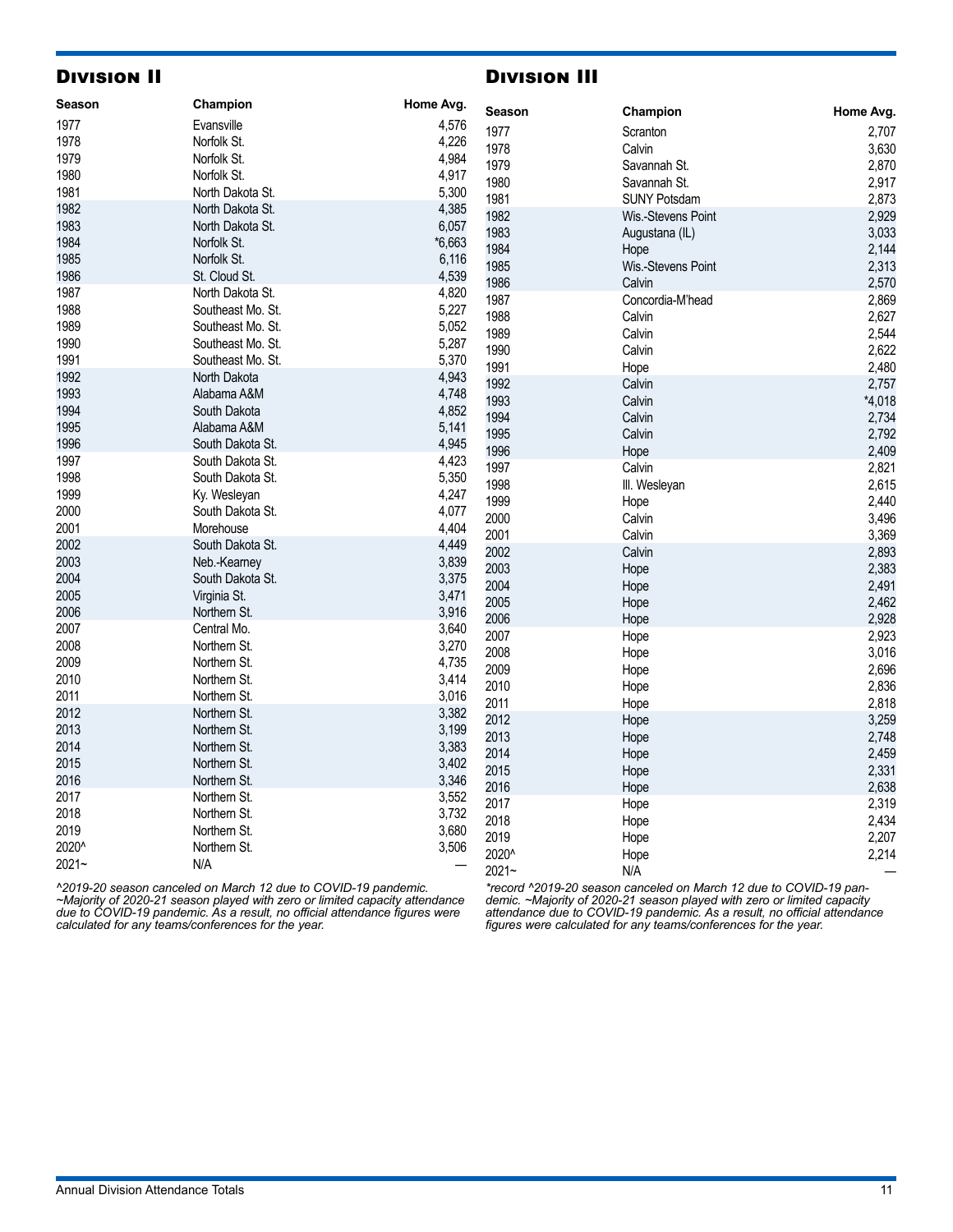## Division II

| Season | Champion | Home Avg. |
|---|---|---|
| 1977 | Evansville | 4,576 |
| 1978 | Norfolk St. | 4,226 |
| 1979 | Norfolk St. | 4,984 |
| 1980 | Norfolk St. | 4,917 |
| 1981 | North Dakota St. | 5,300 |
| 1982 | North Dakota St. | 4,385 |
| 1983 | North Dakota St. | 6,057 |
| 1984 | Norfolk St. | *6,663 |
| 1985 | Norfolk St. | 6,116 |
| 1986 | St. Cloud St. | 4,539 |
| 1987 | North Dakota St. | 4,820 |
| 1988 | Southeast Mo. St. | 5,227 |
| 1989 | Southeast Mo. St. | 5,052 |
| 1990 | Southeast Mo. St. | 5,287 |
| 1991 | Southeast Mo. St. | 5,370 |
| 1992 | North Dakota | 4,943 |
| 1993 | Alabama A&M | 4,748 |
| 1994 | South Dakota | 4,852 |
| 1995 | Alabama A&M | 5,141 |
| 1996 | South Dakota St. | 4,945 |
| 1997 | South Dakota St. | 4,423 |
| 1998 | South Dakota St. | 5,350 |
| 1999 | Ky. Wesleyan | 4,247 |
| 2000 | South Dakota St. | 4,077 |
| 2001 | Morehouse | 4,404 |
| 2002 | South Dakota St. | 4,449 |
| 2003 | Neb.-Kearney | 3,839 |
| 2004 | South Dakota St. | 3,375 |
| 2005 | Virginia St. | 3,471 |
| 2006 | Northern St. | 3,916 |
| 2007 | Central Mo. | 3,640 |
| 2008 | Northern St. | 3,270 |
| 2009 | Northern St. | 4,735 |
| 2010 | Northern St. | 3,414 |
| 2011 | Northern St. | 3,016 |
| 2012 | Northern St. | 3,382 |
| 2013 | Northern St. | 3,199 |
| 2014 | Northern St. | 3,383 |
| 2015 | Northern St. | 3,402 |
| 2016 | Northern St. | 3,346 |
| 2017 | Northern St. | 3,552 |
| 2018 | Northern St. | 3,732 |
| 2019 | Northern St. | 3,680 |
| 2020^ | Northern St. | 3,506 |
| 2021~ | N/A | — |

*^2019-20 season canceled on March 12 due to COVID-19 pandemic. ~Majority of 2020-21 season played with zero or limited capacity attendance due to COVID-19 pandemic. As a result, no official attendance figures were calculated for any teams/conferences for the year.*

## Division III

| Season | Champion | Home Avg. |
|---|---|---|
| 1977 | Scranton | 2,707 |
| 1978 | Calvin | 3,630 |
| 1979 | Savannah St. | 2,870 |
| 1980 | Savannah St. | 2,917 |
| 1981 | SUNY Potsdam | 2,873 |
| 1982 | Wis.-Stevens Point | 2,929 |
| 1983 | Augustana (IL) | 3,033 |
| 1984 | Hope | 2,144 |
| 1985 | Wis.-Stevens Point | 2,313 |
| 1986 | Calvin | 2,570 |
| 1987 | Concordia-M'head | 2,869 |
| 1988 | Calvin | 2,627 |
| 1989 | Calvin | 2,544 |
| 1990 | Calvin | 2,622 |
| 1991 | Hope | 2,480 |
| 1992 | Calvin | 2,757 |
| 1993 | Calvin | *4,018 |
| 1994 | Calvin | 2,734 |
| 1995 | Calvin | 2,792 |
| 1996 | Hope | 2,409 |
| 1997 | Calvin | 2,821 |
| 1998 | Ill. Wesleyan | 2,615 |
| 1999 | Hope | 2,440 |
| 2000 | Calvin | 3,496 |
| 2001 | Calvin | 3,369 |
| 2002 | Calvin | 2,893 |
| 2003 | Hope | 2,383 |
| 2004 | Hope | 2,491 |
| 2005 | Hope | 2,462 |
| 2006 | Hope | 2,928 |
| 2007 | Hope | 2,923 |
| 2008 | Hope | 3,016 |
| 2009 | Hope | 2,696 |
| 2010 | Hope | 2,836 |
| 2011 | Hope | 2,818 |
| 2012 | Hope | 3,259 |
| 2013 | Hope | 2,748 |
| 2014 | Hope | 2,459 |
| 2015 | Hope | 2,331 |
| 2016 | Hope | 2,638 |
| 2017 | Hope | 2,319 |
| 2018 | Hope | 2,434 |
| 2019 | Hope | 2,207 |
| 2020^ | Hope | 2,214 |
| 2021~ | N/A | — |

*\*record ^2019-20 season canceled on March 12 due to COVID-19 pandemic. ~Majority of 2020-21 season played with zero or limited capacity attendance due to COVID-19 pandemic. As a result, no official attendance figures were calculated for any teams/conferences for the year.*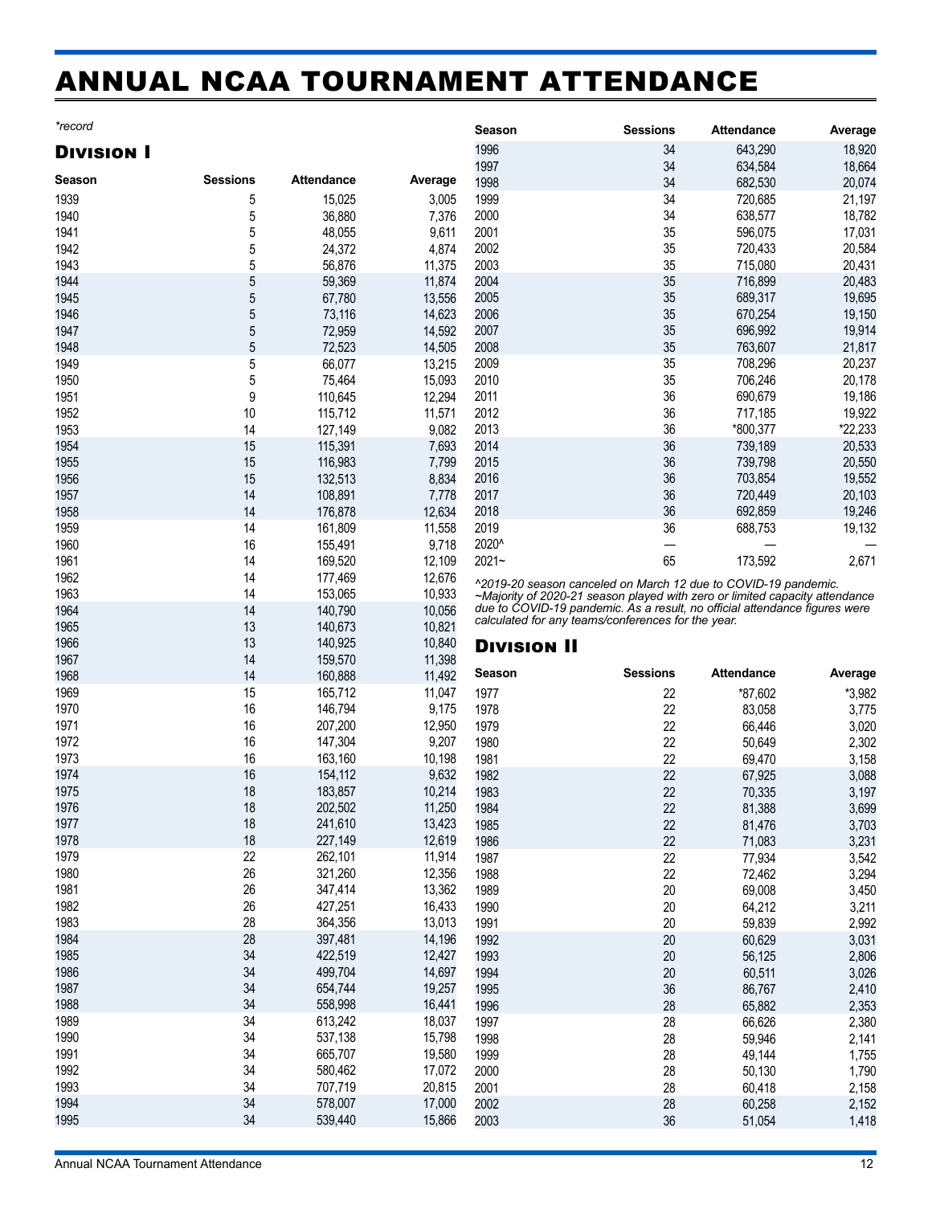# ANNUAL NCAA TOURNAMENT ATTENDANCE

*\*record*

### Division I

| Season | Sessions | Attendance | Average |
|---|---|---|---|
| 1939 | 5 | 15,025 | 3,005 |
| 1940 | 5 | 36,880 | 7,376 |
| 1941 | 5 | 48,055 | 9,611 |
| 1942 | 5 | 24,372 | 4,874 |
| 1943 | 5 | 56,876 | 11,375 |
| 1944 | 5 | 59,369 | 11,874 |
| 1945 | 5 | 67,780 | 13,556 |
| 1946 | 5 | 73,116 | 14,623 |
| 1947 | 5 | 72,959 | 14,592 |
| 1948 | 5 | 72,523 | 14,505 |
| 1949 | 5 | 66,077 | 13,215 |
| 1950 | 5 | 75,464 | 15,093 |
| 1951 | 9 | 110,645 | 12,294 |
| 1952 | 10 | 115,712 | 11,571 |
| 1953 | 14 | 127,149 | 9,082 |
| 1954 | 15 | 115,391 | 7,693 |
| 1955 | 15 | 116,983 | 7,799 |
| 1956 | 15 | 132,513 | 8,834 |
| 1957 | 14 | 108,891 | 7,778 |
| 1958 | 14 | 176,878 | 12,634 |
| 1959 | 14 | 161,809 | 11,558 |
| 1960 | 16 | 155,491 | 9,718 |
| 1961 | 14 | 169,520 | 12,109 |
| 1962 | 14 | 177,469 | 12,676 |
| 1963 | 14 | 153,065 | 10,933 |
| 1964 | 14 | 140,790 | 10,056 |
| 1965 | 13 | 140,673 | 10,821 |
| 1966 | 13 | 140,925 | 10,840 |
| 1967 | 14 | 159,570 | 11,398 |
| 1968 | 14 | 160,888 | 11,492 |
| 1969 | 15 | 165,712 | 11,047 |
| 1970 | 16 | 146,794 | 9,175 |
| 1971 | 16 | 207,200 | 12,950 |
| 1972 | 16 | 147,304 | 9,207 |
| 1973 | 16 | 163,160 | 10,198 |
| 1974 | 16 | 154,112 | 9,632 |
| 1975 | 18 | 183,857 | 10,214 |
| 1976 | 18 | 202,502 | 11,250 |
| 1977 | 18 | 241,610 | 13,423 |
| 1978 | 18 | 227,149 | 12,619 |
| 1979 | 22 | 262,101 | 11,914 |
| 1980 | 26 | 321,260 | 12,356 |
| 1981 | 26 | 347,414 | 13,362 |
| 1982 | 26 | 427,251 | 16,433 |
| 1983 | 28 | 364,356 | 13,013 |
| 1984 | 28 | 397,481 | 14,196 |
| 1985 | 34 | 422,519 | 12,427 |
| 1986 | 34 | 499,704 | 14,697 |
| 1987 | 34 | 654,744 | 19,257 |
| 1988 | 34 | 558,998 | 16,441 |
| 1989 | 34 | 613,242 | 18,037 |
| 1990 | 34 | 537,138 | 15,798 |
| 1991 | 34 | 665,707 | 19,580 |
| 1992 | 34 | 580,462 | 17,072 |
| 1993 | 34 | 707,719 | 20,815 |
| 1994 | 34 | 578,007 | 17,000 |
| 1995 | 34 | 539,440 | 15,866 |
| 1996 | 34 | 643,290 | 18,920 |
| 1997 | 34 | 634,584 | 18,664 |
| 1998 | 34 | 682,530 | 20,074 |
| 1999 | 34 | 720,685 | 21,197 |
| 2000 | 34 | 638,577 | 18,782 |
| 2001 | 35 | 596,075 | 17,031 |
| 2002 | 35 | 720,433 | 20,584 |
| 2003 | 35 | 715,080 | 20,431 |
| 2004 | 35 | 716,899 | 20,483 |
| 2005 | 35 | 689,317 | 19,695 |
| 2006 | 35 | 670,254 | 19,150 |
| 2007 | 35 | 696,992 | 19,914 |
| 2008 | 35 | 763,607 | 21,817 |
| 2009 | 35 | 708,296 | 20,237 |
| 2010 | 35 | 706,246 | 20,178 |
| 2011 | 36 | 690,679 | 19,186 |
| 2012 | 36 | 717,185 | 19,922 |
| 2013 | 36 | *800,377 | *22,233 |
| 2014 | 36 | 739,189 | 20,533 |
| 2015 | 36 | 739,798 | 20,550 |
| 2016 | 36 | 703,854 | 19,552 |
| 2017 | 36 | 720,449 | 20,103 |
| 2018 | 36 | 692,859 | 19,246 |
| 2019 | 36 | 688,753 | 19,132 |
| 2020^ | — | — | — |
| 2021~ | 65 | 173,592 | 2,671 |

*^2019-20 season canceled on March 12 due to COVID-19 pandemic.*
*~Majority of 2020-21 season played with zero or limited capacity attendance due to COVID-19 pandemic. As a result, no official attendance figures were calculated for any teams/conferences for the year.*

### Division II

| Season | Sessions | Attendance | Average |
|---|---|---|---|
| 1977 | 22 | *87,602 | *3,982 |
| 1978 | 22 | 83,058 | 3,775 |
| 1979 | 22 | 66,446 | 3,020 |
| 1980 | 22 | 50,649 | 2,302 |
| 1981 | 22 | 69,470 | 3,158 |
| 1982 | 22 | 67,925 | 3,088 |
| 1983 | 22 | 70,335 | 3,197 |
| 1984 | 22 | 81,388 | 3,699 |
| 1985 | 22 | 81,476 | 3,703 |
| 1986 | 22 | 71,083 | 3,231 |
| 1987 | 22 | 77,934 | 3,542 |
| 1988 | 22 | 72,462 | 3,294 |
| 1989 | 20 | 69,008 | 3,450 |
| 1990 | 20 | 64,212 | 3,211 |
| 1991 | 20 | 59,839 | 2,992 |
| 1992 | 20 | 60,629 | 3,031 |
| 1993 | 20 | 56,125 | 2,806 |
| 1994 | 20 | 60,511 | 3,026 |
| 1995 | 36 | 86,767 | 2,410 |
| 1996 | 28 | 65,882 | 2,353 |
| 1997 | 28 | 66,626 | 2,380 |
| 1998 | 28 | 59,946 | 2,141 |
| 1999 | 28 | 49,144 | 1,755 |
| 2000 | 28 | 50,130 | 1,790 |
| 2001 | 28 | 60,418 | 2,158 |
| 2002 | 28 | 60,258 | 2,152 |
| 2003 | 36 | 51,054 | 1,418 |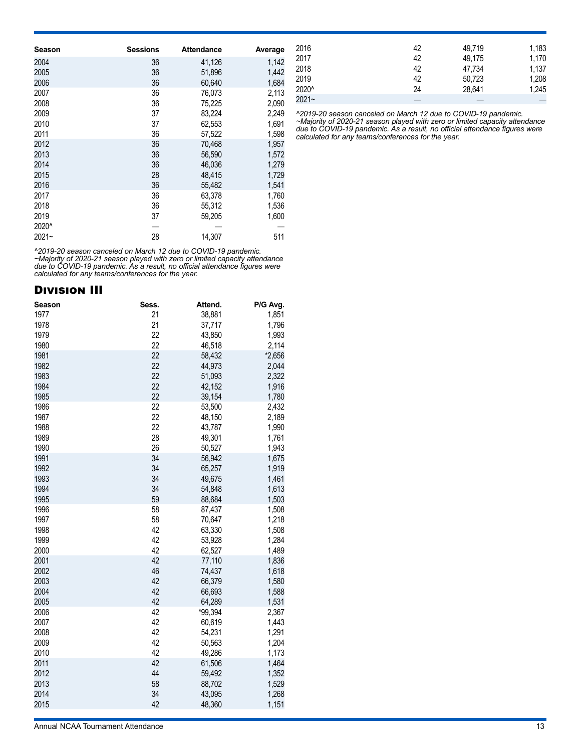| Season | Sessions | Attendance | Average |
|---|---|---|---|
| 2004 | 36 | 41,126 | 1,142 |
| 2005 | 36 | 51,896 | 1,442 |
| 2006 | 36 | 60,640 | 1,684 |
| 2007 | 36 | 76,073 | 2,113 |
| 2008 | 36 | 75,225 | 2,090 |
| 2009 | 37 | 83,224 | 2,249 |
| 2010 | 37 | 62,553 | 1,691 |
| 2011 | 36 | 57,522 | 1,598 |
| 2012 | 36 | 70,468 | 1,957 |
| 2013 | 36 | 56,590 | 1,572 |
| 2014 | 36 | 46,036 | 1,279 |
| 2015 | 28 | 48,415 | 1,729 |
| 2016 | 36 | 55,482 | 1,541 |
| 2017 | 36 | 63,378 | 1,760 |
| 2018 | 36 | 55,312 | 1,536 |
| 2019 | 37 | 59,205 | 1,600 |
| 2020^ | — | — | — |
| 2021~ | 28 | 14,307 | 511 |

*^2019-20 season canceled on March 12 due to COVID-19 pandemic.*
*~Majority of 2020-21 season played with zero or limited capacity attendance due to COVID-19 pandemic. As a result, no official attendance figures were calculated for any teams/conferences for the year.*

## Division III

| Season | Sess. | Attend. | P/G Avg. |
|---|---|---|---|
| 1977 | 21 | 38,881 | 1,851 |
| 1978 | 21 | 37,717 | 1,796 |
| 1979 | 22 | 43,850 | 1,993 |
| 1980 | 22 | 46,518 | 2,114 |
| 1981 | 22 | 58,432 | *2,656 |
| 1982 | 22 | 44,973 | 2,044 |
| 1983 | 22 | 51,093 | 2,322 |
| 1984 | 22 | 42,152 | 1,916 |
| 1985 | 22 | 39,154 | 1,780 |
| 1986 | 22 | 53,500 | 2,432 |
| 1987 | 22 | 48,150 | 2,189 |
| 1988 | 22 | 43,787 | 1,990 |
| 1989 | 28 | 49,301 | 1,761 |
| 1990 | 26 | 50,527 | 1,943 |
| 1991 | 34 | 56,942 | 1,675 |
| 1992 | 34 | 65,257 | 1,919 |
| 1993 | 34 | 49,675 | 1,461 |
| 1994 | 34 | 54,848 | 1,613 |
| 1995 | 59 | 88,684 | 1,503 |
| 1996 | 58 | 87,437 | 1,508 |
| 1997 | 58 | 70,647 | 1,218 |
| 1998 | 42 | 63,330 | 1,508 |
| 1999 | 42 | 53,928 | 1,284 |
| 2000 | 42 | 62,527 | 1,489 |
| 2001 | 42 | 77,110 | 1,836 |
| 2002 | 46 | 74,437 | 1,618 |
| 2003 | 42 | 66,379 | 1,580 |
| 2004 | 42 | 66,693 | 1,588 |
| 2005 | 42 | 64,289 | 1,531 |
| 2006 | 42 | *99,394 | 2,367 |
| 2007 | 42 | 60,619 | 1,443 |
| 2008 | 42 | 54,231 | 1,291 |
| 2009 | 42 | 50,563 | 1,204 |
| 2010 | 42 | 49,286 | 1,173 |
| 2011 | 42 | 61,506 | 1,464 |
| 2012 | 44 | 59,492 | 1,352 |
| 2013 | 58 | 88,702 | 1,529 |
| 2014 | 34 | 43,095 | 1,268 |
| 2015 | 42 | 48,360 | 1,151 |
| 2016 | 42 | 49,719 | 1,183 |
| 2017 | 42 | 49,175 | 1,170 |
| 2018 | 42 | 47,734 | 1,137 |
| 2019 | 42 | 50,723 | 1,208 |
| 2020^ | 24 | 28,641 | 1,245 |
| 2021~ | — | — | — |

*^2019-20 season canceled on March 12 due to COVID-19 pandemic.*
*~Majority of 2020-21 season played with zero or limited capacity attendance due to COVID-19 pandemic. As a result, no official attendance figures were calculated for any teams/conferences for the year.*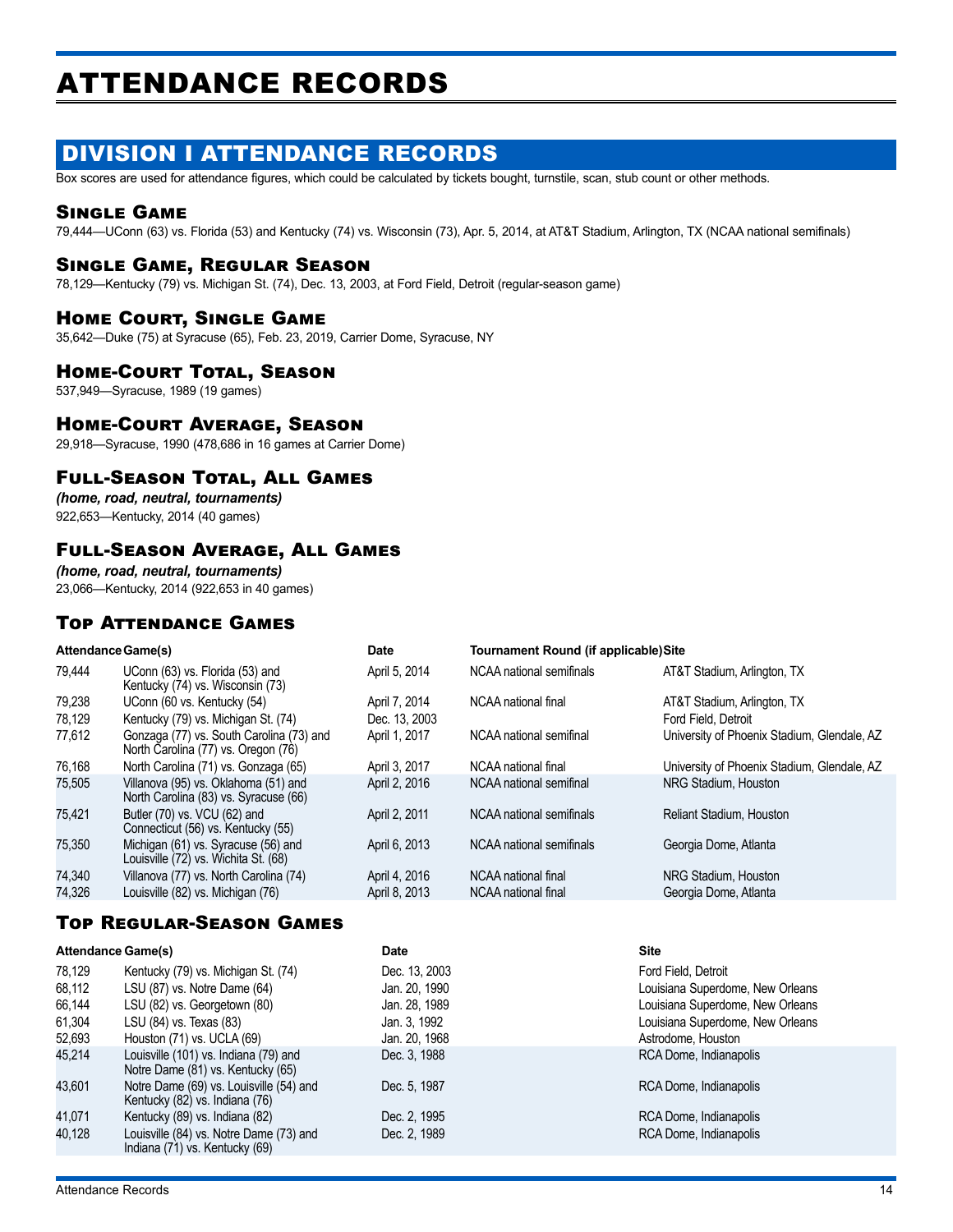# ATTENDANCE RECORDS

## DIVISION I ATTENDANCE RECORDS

Box scores are used for attendance figures, which could be calculated by tickets bought, turnstile, scan, stub count or other methods.

### Single Game

79,444—UConn (63) vs. Florida (53) and Kentucky (74) vs. Wisconsin (73), Apr. 5, 2014, at AT&T Stadium, Arlington, TX (NCAA national semifinals)

### Single Game, Regular Season

78,129—Kentucky (79) vs. Michigan St. (74), Dec. 13, 2003, at Ford Field, Detroit (regular-season game)

### Home Court, Single Game

35,642—Duke (75) at Syracuse (65), Feb. 23, 2019, Carrier Dome, Syracuse, NY

### Home-Court Total, Season

537,949—Syracuse, 1989 (19 games)

### Home-Court Average, Season

29,918—Syracuse, 1990 (478,686 in 16 games at Carrier Dome)

### Full-Season Total, All Games

***(home, road, neutral, tournaments)***

922,653—Kentucky, 2014 (40 games)

### Full-Season Average, All Games

***(home, road, neutral, tournaments)***

23,066—Kentucky, 2014 (922,653 in 40 games)

### Top Attendance Games

| Attendance | Game(s) | Date | Tournament Round (if applicable) | Site |
|---|---|---|---|---|
| 79,444 | UConn (63) vs. Florida (53) and Kentucky (74) vs. Wisconsin (73) | April 5, 2014 | NCAA national semifinals | AT&T Stadium, Arlington, TX |
| 79,238 | UConn (60 vs. Kentucky (54) | April 7, 2014 | NCAA national final | AT&T Stadium, Arlington, TX |
| 78,129 | Kentucky (79) vs. Michigan St. (74) | Dec. 13, 2003 | | Ford Field, Detroit |
| 77,612 | Gonzaga (77) vs. South Carolina (73) and North Carolina (77) vs. Oregon (76) | April 1, 2017 | NCAA national semifinal | University of Phoenix Stadium, Glendale, AZ |
| 76,168 | North Carolina (71) vs. Gonzaga (65) | April 3, 2017 | NCAA national final | University of Phoenix Stadium, Glendale, AZ |
| 75,505 | Villanova (95) vs. Oklahoma (51) and North Carolina (83) vs. Syracuse (66) | April 2, 2016 | NCAA national semifinal | NRG Stadium, Houston |
| 75,421 | Butler (70) vs. VCU (62) and Connecticut (56) vs. Kentucky (55) | April 2, 2011 | NCAA national semifinals | Reliant Stadium, Houston |
| 75,350 | Michigan (61) vs. Syracuse (56) and Louisville (72) vs. Wichita St. (68) | April 6, 2013 | NCAA national semifinals | Georgia Dome, Atlanta |
| 74,340 | Villanova (77) vs. North Carolina (74) | April 4, 2016 | NCAA national final | NRG Stadium, Houston |
| 74,326 | Louisville (82) vs. Michigan (76) | April 8, 2013 | NCAA national final | Georgia Dome, Atlanta |

### Top Regular-Season Games

| Attendance | Game(s) | Date | Site |
|---|---|---|---|
| 78,129 | Kentucky (79) vs. Michigan St. (74) | Dec. 13, 2003 | Ford Field, Detroit |
| 68,112 | LSU (87) vs. Notre Dame (64) | Jan. 20, 1990 | Louisiana Superdome, New Orleans |
| 66,144 | LSU (82) vs. Georgetown (80) | Jan. 28, 1989 | Louisiana Superdome, New Orleans |
| 61,304 | LSU (84) vs. Texas (83) | Jan. 3, 1992 | Louisiana Superdome, New Orleans |
| 52,693 | Houston (71) vs. UCLA (69) | Jan. 20, 1968 | Astrodome, Houston |
| 45,214 | Louisville (101) vs. Indiana (79) and Notre Dame (81) vs. Kentucky (65) | Dec. 3, 1988 | RCA Dome, Indianapolis |
| 43,601 | Notre Dame (69) vs. Louisville (54) and Kentucky (82) vs. Indiana (76) | Dec. 5, 1987 | RCA Dome, Indianapolis |
| 41,071 | Kentucky (89) vs. Indiana (82) | Dec. 2, 1995 | RCA Dome, Indianapolis |
| 40,128 | Louisville (84) vs. Notre Dame (73) and Indiana (71) vs. Kentucky (69) | Dec. 2, 1989 | RCA Dome, Indianapolis |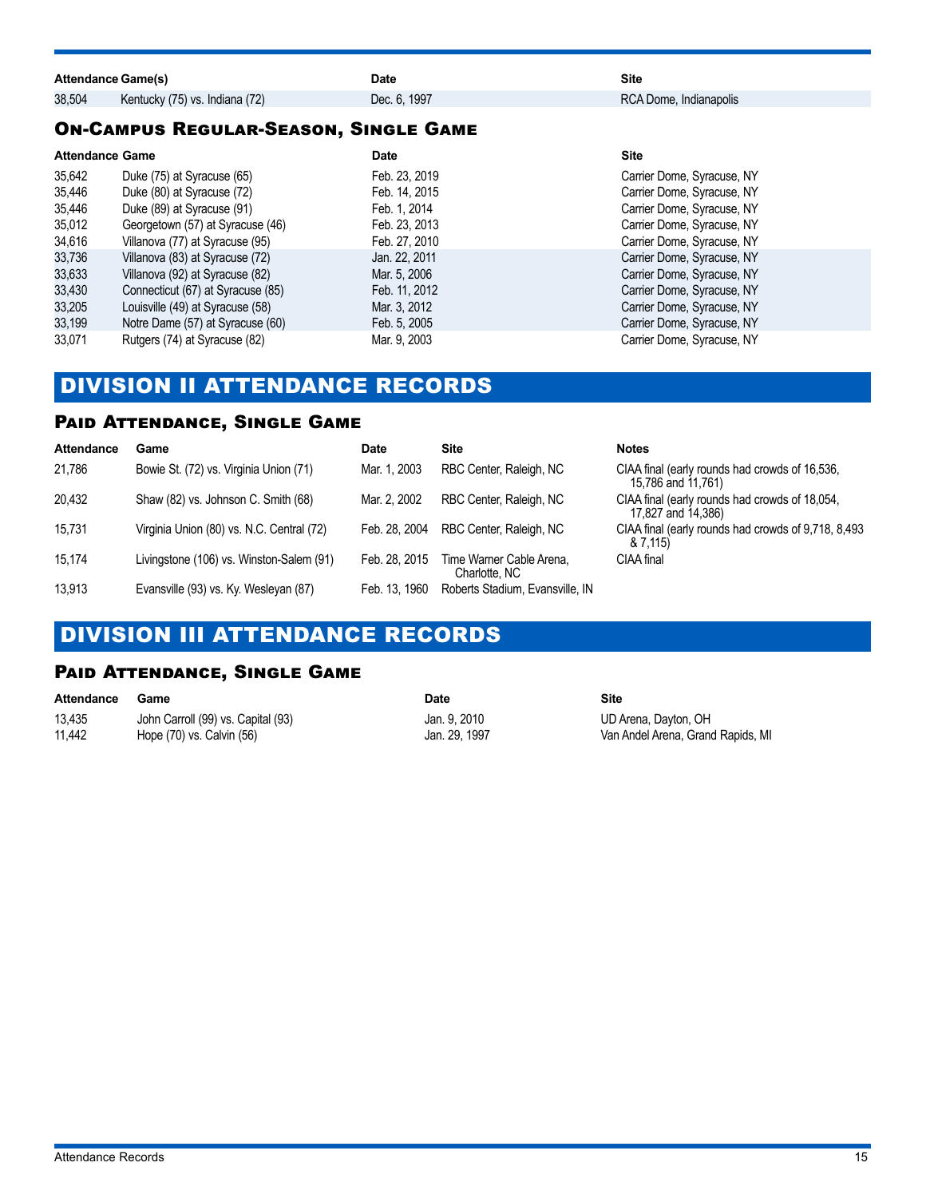| Attendance | Game(s) | Date | Site |
|---|---|---|---|
| 38,504 | Kentucky (75) vs. Indiana (72) | Dec. 6, 1997 | RCA Dome, Indianapolis |

### On-Campus Regular-Season, Single Game

| Attendance | Game | Date | Site |
|---|---|---|---|
| 35,642 | Duke (75) at Syracuse (65) | Feb. 23, 2019 | Carrier Dome, Syracuse, NY |
| 35,446 | Duke (80) at Syracuse (72) | Feb. 14, 2015 | Carrier Dome, Syracuse, NY |
| 35,446 | Duke (89) at Syracuse (91) | Feb. 1, 2014 | Carrier Dome, Syracuse, NY |
| 35,012 | Georgetown (57) at Syracuse (46) | Feb. 23, 2013 | Carrier Dome, Syracuse, NY |
| 34,616 | Villanova (77) at Syracuse (95) | Feb. 27, 2010 | Carrier Dome, Syracuse, NY |
| 33,736 | Villanova (83) at Syracuse (72) | Jan. 22, 2011 | Carrier Dome, Syracuse, NY |
| 33,633 | Villanova (92) at Syracuse (82) | Mar. 5, 2006 | Carrier Dome, Syracuse, NY |
| 33,430 | Connecticut (67) at Syracuse (85) | Feb. 11, 2012 | Carrier Dome, Syracuse, NY |
| 33,205 | Louisville (49) at Syracuse (58) | Mar. 3, 2012 | Carrier Dome, Syracuse, NY |
| 33,199 | Notre Dame (57) at Syracuse (60) | Feb. 5, 2005 | Carrier Dome, Syracuse, NY |
| 33,071 | Rutgers (74) at Syracuse (82) | Mar. 9, 2003 | Carrier Dome, Syracuse, NY |

## DIVISION II ATTENDANCE RECORDS

### Paid Attendance, Single Game

| Attendance | Game | Date | Site | Notes |
|---|---|---|---|---|
| 21,786 | Bowie St. (72) vs. Virginia Union (71) | Mar. 1, 2003 | RBC Center, Raleigh, NC | CIAA final (early rounds had crowds of 16,536, 15,786 and 11,761) |
| 20,432 | Shaw (82) vs. Johnson C. Smith (68) | Mar. 2, 2002 | RBC Center, Raleigh, NC | CIAA final (early rounds had crowds of 18,054, 17,827 and 14,386) |
| 15,731 | Virginia Union (80) vs. N.C. Central (72) | Feb. 28, 2004 | RBC Center, Raleigh, NC | CIAA final (early rounds had crowds of 9,718, 8,493 & 7,115) |
| 15,174 | Livingstone (106) vs. Winston-Salem (91) | Feb. 28, 2015 | Time Warner Cable Arena, Charlotte, NC | CIAA final |
| 13,913 | Evansville (93) vs. Ky. Wesleyan (87) | Feb. 13, 1960 | Roberts Stadium, Evansville, IN | |

## DIVISION III ATTENDANCE RECORDS

### Paid Attendance, Single Game

| Attendance | Game | Date | Site |
|---|---|---|---|
| 13,435 | John Carroll (99) vs. Capital (93) | Jan. 9, 2010 | UD Arena, Dayton, OH |
| 11,442 | Hope (70) vs. Calvin (56) | Jan. 29, 1997 | Van Andel Arena, Grand Rapids, MI |